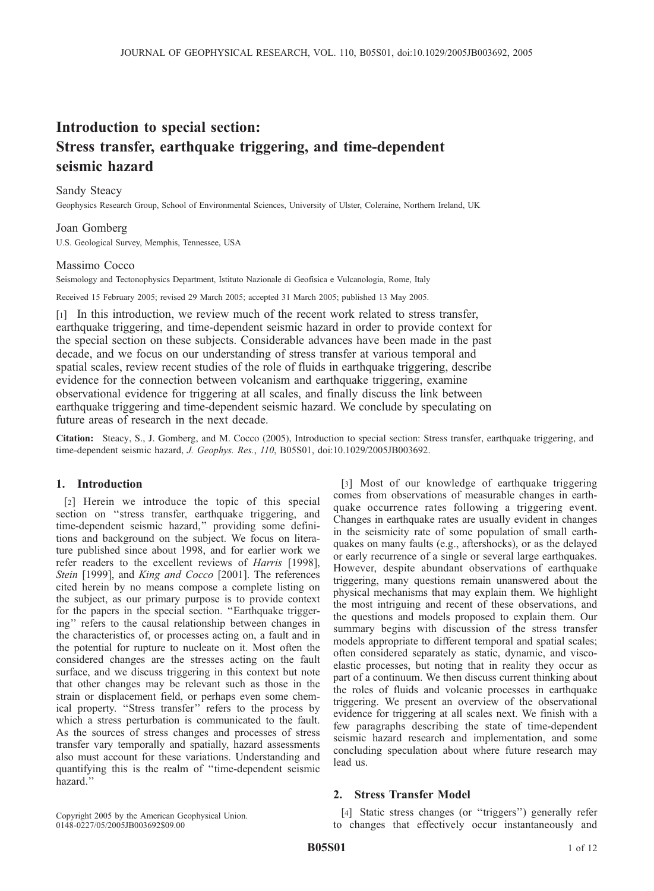# Introduction to special section: Stress transfer, earthquake triggering, and time-dependent seismic hazard

Sandy Steacy

Geophysics Research Group, School of Environmental Sciences, University of Ulster, Coleraine, Northern Ireland, UK

Joan Gomberg

U.S. Geological Survey, Memphis, Tennessee, USA

Massimo Cocco

Seismology and Tectonophysics Department, Istituto Nazionale di Geofisica e Vulcanologia, Rome, Italy

Received 15 February 2005; revised 29 March 2005; accepted 31 March 2005; published 13 May 2005.

[1] In this introduction, we review much of the recent work related to stress transfer, earthquake triggering, and time-dependent seismic hazard in order to provide context for the special section on these subjects. Considerable advances have been made in the past decade, and we focus on our understanding of stress transfer at various temporal and spatial scales, review recent studies of the role of fluids in earthquake triggering, describe evidence for the connection between volcanism and earthquake triggering, examine observational evidence for triggering at all scales, and finally discuss the link between earthquake triggering and time-dependent seismic hazard. We conclude by speculating on future areas of research in the next decade.

**Citation:** Steacy, S., J. Gomberg, and M. Cocco (2005), Introduction to special section: Stress transfer, earthquake triggering, and time-dependent seismic hazard, *J. Geophys. Res.*, *110*, B05S01, doi:10.1029/2005JB003692.

## 1. Introduction

[2] Herein we introduce the topic of this special section on "stress transfer, earthquake triggering, and time-dependent seismic hazard," providing some definitions and background on the subject. We focus on literature published since about 1998, and for earlier work we refer readers to the excellent reviews of *Harris* [1998], *Stein* [1999], and *King and Cocco* [2001]. The references cited herein by no means compose a complete listing on the subject, as our primary purpose is to provide context for the papers in the special section. "Earthquake triggering" refers to the causal relationship between changes in the characteristics of, or processes acting on, a fault and in the potential for rupture to nucleate on it. Most often the considered changes are the stresses acting on the fault surface, and we discuss triggering in this context but note that other changes may be relevant such as those in the strain or displacement field, or perhaps even some chemical property. "Stress transfer" refers to the process by which a stress perturbation is communicated to the fault. As the sources of stress changes and processes of stress transfer vary temporally and spatially, hazard assessments also must account for these variations. Understanding and quantifying this is the realm of "time-dependent seismic hazard."

[3] Most of our knowledge of earthquake triggering comes from observations of measurable changes in earthquake occurrence rates following a triggering event. Changes in earthquake rates are usually evident in changes in the seismicity rate of some population of small earthquakes on many faults (e.g., aftershocks), or as the delayed or early recurrence of a single or several large earthquakes. However, despite abundant observations of earthquake triggering, many questions remain unanswered about the physical mechanisms that may explain them. We highlight the most intriguing and recent of these observations, and the questions and models proposed to explain them. Our summary begins with discussion of the stress transfer models appropriate to different temporal and spatial scales; often considered separately as static, dynamic, and visco-elastic processes, but noting that in reality they occur as part of a continuum. We then discuss current thinking about the roles of fluids and volcanic processes in earthquake triggering. We present an overview of the observational evidence for triggering at all scales next. We finish with a few paragraphs describing the state of time-dependent seismic hazard research and implementation, and some concluding speculation about where future research may lead us.

## 2. Stress Transfer Model

[4] Static stress changes (or "triggers") generally refer to changes that effectively occur instantaneously and

Copyright 2005 by the American Geophysical Union.
0148-0227/05/2005JB003692$09.00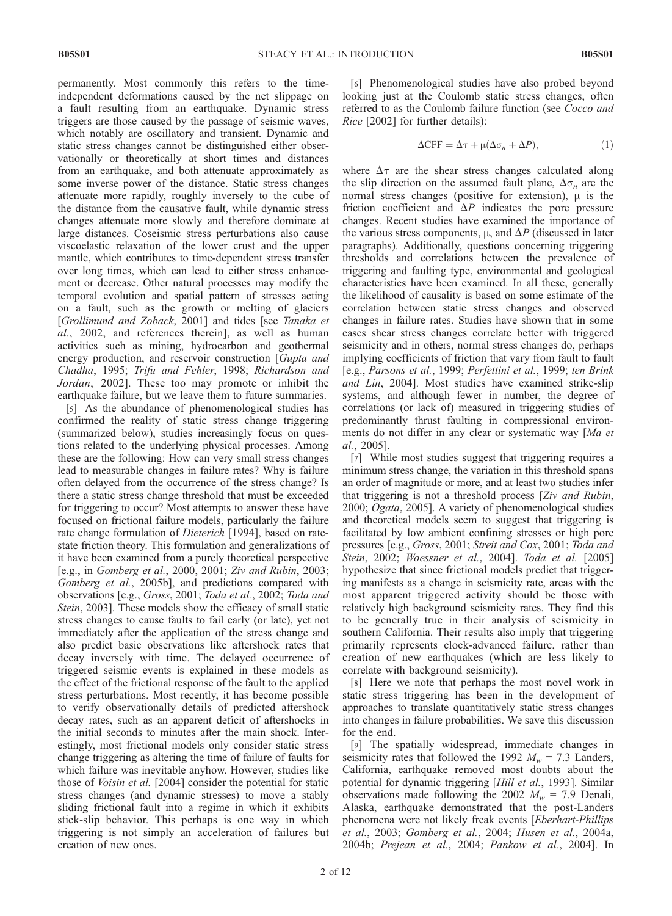permanently. Most commonly this refers to the time-independent deformations caused by the net slippage on a fault resulting from an earthquake. Dynamic stress triggers are those caused by the passage of seismic waves, which notably are oscillatory and transient. Dynamic and static stress changes cannot be distinguished either observationally or theoretically at short times and distances from an earthquake, and both attenuate approximately as some inverse power of the distance. Static stress changes attenuate more rapidly, roughly inversely to the cube of the distance from the causative fault, while dynamic stress changes attenuate more slowly and therefore dominate at large distances. Coseismic stress perturbations also cause viscoelastic relaxation of the lower crust and the upper mantle, which contributes to time-dependent stress transfer over long times, which can lead to either stress enhancement or decrease. Other natural processes may modify the temporal evolution and spatial pattern of stresses acting on a fault, such as the growth or melting of glaciers [*Grollimund and Zoback*, 2001] and tides [see *Tanaka et al.*, 2002, and references therein], as well as human activities such as mining, hydrocarbon and geothermal energy production, and reservoir construction [*Gupta and Chadha*, 1995; *Trifu and Fehler*, 1998; *Richardson and Jordan*, 2002]. These too may promote or inhibit the earthquake failure, but we leave them to future summaries.

[5] As the abundance of phenomenological studies has confirmed the reality of static stress change triggering (summarized below), studies increasingly focus on questions related to the underlying physical processes. Among these are the following: How can very small stress changes lead to measurable changes in failure rates? Why is failure often delayed from the occurrence of the stress change? Is there a static stress change threshold that must be exceeded for triggering to occur? Most attempts to answer these have focused on frictional failure models, particularly the failure rate change formulation of *Dieterich* [1994], based on rate-state friction theory. This formulation and generalizations of it have been examined from a purely theoretical perspective [e.g., in *Gomberg et al.*, 2000, 2001; *Ziv and Rubin*, 2003; *Gomberg et al.*, 2005b], and predictions compared with observations [e.g., *Gross*, 2001; *Toda et al.*, 2002; *Toda and Stein*, 2003]. These models show the efficacy of small static stress changes to cause faults to fail early (or late), yet not immediately after the application of the stress change and also predict basic observations like aftershock rates that decay inversely with time. The delayed occurrence of triggered seismic events is explained in these models as the effect of the frictional response of the fault to the applied stress perturbations. Most recently, it has become possible to verify observationally details of predicted aftershock decay rates, such as an apparent deficit of aftershocks in the initial seconds to minutes after the main shock. Interestingly, most frictional models only consider static stress change triggering as altering the time of failure of faults for which failure was inevitable anyhow. However, studies like those of *Voisin et al.* [2004] consider the potential for static stress changes (and dynamic stresses) to move a stably sliding frictional fault into a regime in which it exhibits stick-slip behavior. This perhaps is one way in which triggering is not simply an acceleration of failures but creation of new ones.

[6] Phenomenological studies have also probed beyond looking just at the Coulomb static stress changes, often referred to as the Coulomb failure function (see *Cocco and Rice* [2002] for further details):

$$\Delta \mathrm{CFF} = \Delta\tau + \mu(\Delta\sigma_n + \Delta P), \tag{1}$$

where $\Delta\tau$ are the shear stress changes calculated along the slip direction on the assumed fault plane, $\Delta\sigma_n$ are the normal stress changes (positive for extension), $\mu$ is the friction coefficient and $\Delta P$ indicates the pore pressure changes. Recent studies have examined the importance of the various stress components, $\mu$, and $\Delta P$ (discussed in later paragraphs). Additionally, questions concerning triggering thresholds and correlations between the prevalence of triggering and faulting type, environmental and geological characteristics have been examined. In all these, generally the likelihood of causality is based on some estimate of the correlation between static stress changes and observed changes in failure rates. Studies have shown that in some cases shear stress changes correlate better with triggered seismicity and in others, normal stress changes do, perhaps implying coefficients of friction that vary from fault to fault [e.g., *Parsons et al.*, 1999; *Perfettini et al.*, 1999; *ten Brink and Lin*, 2004]. Most studies have examined strike-slip systems, and although fewer in number, the degree of correlations (or lack of) measured in triggering studies of predominantly thrust faulting in compressional environments do not differ in any clear or systematic way [*Ma et al.*, 2005].

[7] While most studies suggest that triggering requires a minimum stress change, the variation in this threshold spans an order of magnitude or more, and at least two studies infer that triggering is not a threshold process [*Ziv and Rubin*, 2000; *Ogata*, 2005]. A variety of phenomenological studies and theoretical models seem to suggest that triggering is facilitated by low ambient confining stresses or high pore pressures [e.g., *Gross*, 2001; *Streit and Cox*, 2001; *Toda and Stein*, 2002; *Woessner et al.*, 2004]. *Toda et al.* [2005] hypothesize that since frictional models predict that triggering manifests as a change in seismicity rate, areas with the most apparent triggered activity should be those with relatively high background seismicity rates. They find this to be generally true in their analysis of seismicity in southern California. Their results also imply that triggering primarily represents clock-advanced failure, rather than creation of new earthquakes (which are less likely to correlate with background seismicity).

[8] Here we note that perhaps the most novel work in static stress triggering has been in the development of approaches to translate quantitatively static stress changes into changes in failure probabilities. We save this discussion for the end.

[9] The spatially widespread, immediate changes in seismicity rates that followed the 1992 $M_w$ = 7.3 Landers, California, earthquake removed most doubts about the potential for dynamic triggering [*Hill et al.*, 1993]. Similar observations made following the 2002 $M_w$ = 7.9 Denali, Alaska, earthquake demonstrated that the post-Landers phenomena were not likely freak events [*Eberhart-Phillips et al.*, 2003; *Gomberg et al.*, 2004; *Husen et al.*, 2004a, 2004b; *Prejean et al.*, 2004; *Pankow et al.*, 2004]. In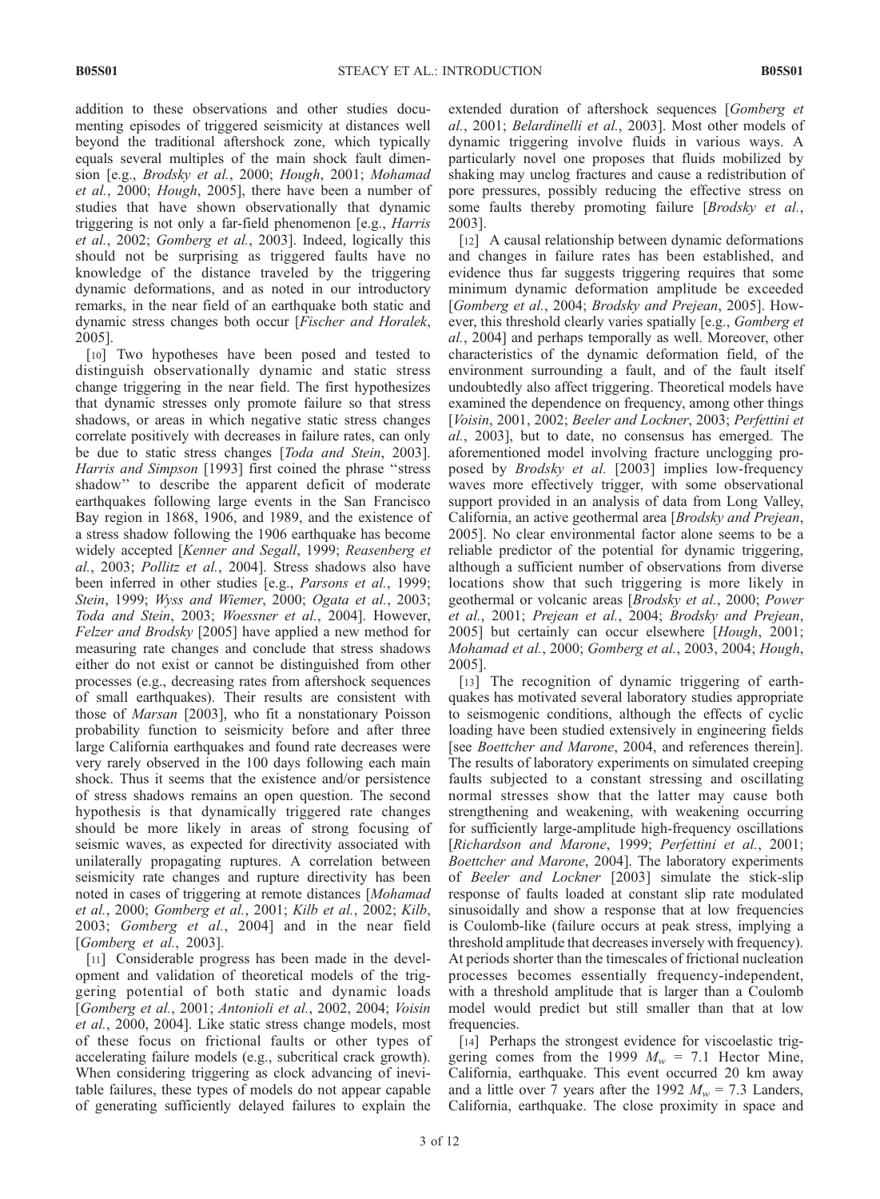addition to these observations and other studies documenting episodes of triggered seismicity at distances well beyond the traditional aftershock zone, which typically equals several multiples of the main shock fault dimension [e.g., *Brodsky et al.*, 2000; *Hough*, 2001; *Mohamad et al.*, 2000; *Hough*, 2005], there have been a number of studies that have shown observationally that dynamic triggering is not only a far-field phenomenon [e.g., *Harris et al.*, 2002; *Gomberg et al.*, 2003]. Indeed, logically this should not be surprising as triggered faults have no knowledge of the distance traveled by the triggering dynamic deformations, and as noted in our introductory remarks, in the near field of an earthquake both static and dynamic stress changes both occur [*Fischer and Horalek*, 2005].

[10] Two hypotheses have been posed and tested to distinguish observationally dynamic and static stress change triggering in the near field. The first hypothesizes that dynamic stresses only promote failure so that stress shadows, or areas in which negative static stress changes correlate positively with decreases in failure rates, can only be due to static stress changes [*Toda and Stein*, 2003]. *Harris and Simpson* [1993] first coined the phrase ''stress shadow'' to describe the apparent deficit of moderate earthquakes following large events in the San Francisco Bay region in 1868, 1906, and 1989, and the existence of a stress shadow following the 1906 earthquake has become widely accepted [*Kenner and Segall*, 1999; *Reasenberg et al.*, 2003; *Pollitz et al.*, 2004]. Stress shadows also have been inferred in other studies [e.g., *Parsons et al.*, 1999; *Stein*, 1999; *Wyss and Wiemer*, 2000; *Ogata et al.*, 2003; *Toda and Stein*, 2003; *Woessner et al.*, 2004]. However, *Felzer and Brodsky* [2005] have applied a new method for measuring rate changes and conclude that stress shadows either do not exist or cannot be distinguished from other processes (e.g., decreasing rates from aftershock sequences of small earthquakes). Their results are consistent with those of *Marsan* [2003], who fit a nonstationary Poisson probability function to seismicity before and after three large California earthquakes and found rate decreases were very rarely observed in the 100 days following each main shock. Thus it seems that the existence and/or persistence of stress shadows remains an open question. The second hypothesis is that dynamically triggered rate changes should be more likely in areas of strong focusing of seismic waves, as expected for directivity associated with unilaterally propagating ruptures. A correlation between seismicity rate changes and rupture directivity has been noted in cases of triggering at remote distances [*Mohamad et al.*, 2000; *Gomberg et al.*, 2001; *Kilb et al.*, 2002; *Kilb*, 2003; *Gomberg et al.*, 2004] and in the near field [*Gomberg et al.*, 2003].

[11] Considerable progress has been made in the development and validation of theoretical models of the triggering potential of both static and dynamic loads [*Gomberg et al.*, 2001; *Antonioli et al.*, 2002, 2004; *Voisin et al.*, 2000, 2004]. Like static stress change models, most of these focus on frictional faults or other types of accelerating failure models (e.g., subcritical crack growth). When considering triggering as clock advancing of inevitable failures, these types of models do not appear capable of generating sufficiently delayed failures to explain the extended duration of aftershock sequences [*Gomberg et al.*, 2001; *Belardinelli et al.*, 2003]. Most other models of dynamic triggering involve fluids in various ways. A particularly novel one proposes that fluids mobilized by shaking may unclog fractures and cause a redistribution of pore pressures, possibly reducing the effective stress on some faults thereby promoting failure [*Brodsky et al.*, 2003].

[12] A causal relationship between dynamic deformations and changes in failure rates has been established, and evidence thus far suggests triggering requires that some minimum dynamic deformation amplitude be exceeded [*Gomberg et al.*, 2004; *Brodsky and Prejean*, 2005]. However, this threshold clearly varies spatially [e.g., *Gomberg et al.*, 2004] and perhaps temporally as well. Moreover, other characteristics of the dynamic deformation field, of the environment surrounding a fault, and of the fault itself undoubtedly also affect triggering. Theoretical models have examined the dependence on frequency, among other things [*Voisin*, 2001, 2002; *Beeler and Lockner*, 2003; *Perfettini et al.*, 2003], but to date, no consensus has emerged. The aforementioned model involving fracture unclogging proposed by *Brodsky et al.* [2003] implies low-frequency waves more effectively trigger, with some observational support provided in an analysis of data from Long Valley, California, an active geothermal area [*Brodsky and Prejean*, 2005]. No clear environmental factor alone seems to be a reliable predictor of the potential for dynamic triggering, although a sufficient number of observations from diverse locations show that such triggering is more likely in geothermal or volcanic areas [*Brodsky et al.*, 2000; *Power et al.*, 2001; *Prejean et al.*, 2004; *Brodsky and Prejean*, 2005] but certainly can occur elsewhere [*Hough*, 2001; *Mohamad et al.*, 2000; *Gomberg et al.*, 2003, 2004; *Hough*, 2005].

[13] The recognition of dynamic triggering of earthquakes has motivated several laboratory studies appropriate to seismogenic conditions, although the effects of cyclic loading have been studied extensively in engineering fields [see *Boettcher and Marone*, 2004, and references therein]. The results of laboratory experiments on simulated creeping faults subjected to a constant stressing and oscillating normal stresses show that the latter may cause both strengthening and weakening, with weakening occurring for sufficiently large-amplitude high-frequency oscillations [*Richardson and Marone*, 1999; *Perfettini et al.*, 2001; *Boettcher and Marone*, 2004]. The laboratory experiments of *Beeler and Lockner* [2003] simulate the stick-slip response of faults loaded at constant slip rate modulated sinusoidally and show a response that at low frequencies is Coulomb-like (failure occurs at peak stress, implying a threshold amplitude that decreases inversely with frequency). At periods shorter than the timescales of frictional nucleation processes becomes essentially frequency-independent, with a threshold amplitude that is larger than a Coulomb model would predict but still smaller than that at low frequencies.

[14] Perhaps the strongest evidence for viscoelastic triggering comes from the 1999 $M_w$ = 7.1 Hector Mine, California, earthquake. This event occurred 20 km away and a little over 7 years after the 1992 $M_w$ = 7.3 Landers, California, earthquake. The close proximity in space and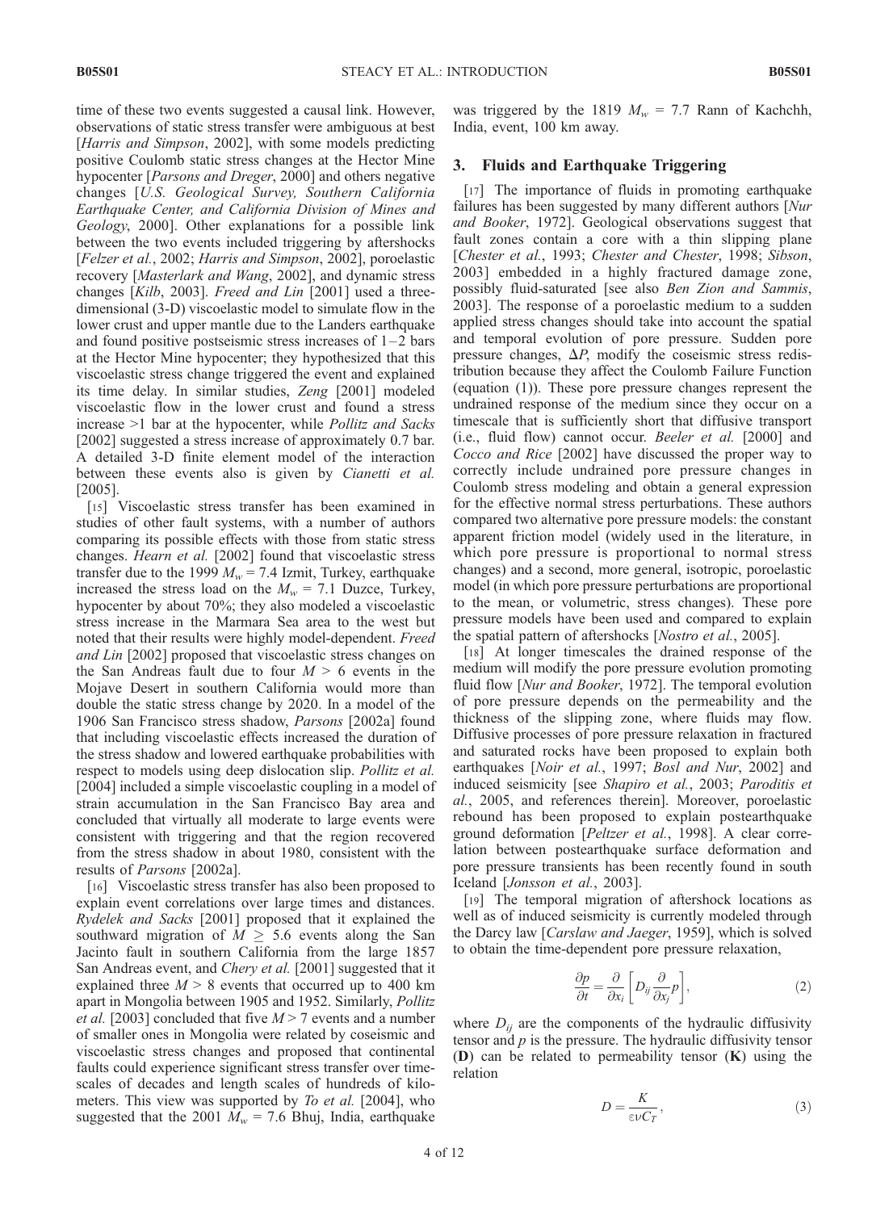time of these two events suggested a causal link. However, observations of static stress transfer were ambiguous at best [*Harris and Simpson*, 2002], with some models predicting positive Coulomb static stress changes at the Hector Mine hypocenter [*Parsons and Dreger*, 2000] and others negative changes [*U.S. Geological Survey, Southern California Earthquake Center, and California Division of Mines and Geology*, 2000]. Other explanations for a possible link between the two events included triggering by aftershocks [*Felzer et al.*, 2002; *Harris and Simpson*, 2002], poroelastic recovery [*Masterlark and Wang*, 2002], and dynamic stress changes [*Kilb*, 2003]. *Freed and Lin* [2001] used a three-dimensional (3-D) viscoelastic model to simulate flow in the lower crust and upper mantle due to the Landers earthquake and found positive postseismic stress increases of 1–2 bars at the Hector Mine hypocenter; they hypothesized that this viscoelastic stress change triggered the event and explained its time delay. In similar studies, *Zeng* [2001] modeled viscoelastic flow in the lower crust and found a stress increase >1 bar at the hypocenter, while *Pollitz and Sacks* [2002] suggested a stress increase of approximately 0.7 bar. A detailed 3-D finite element model of the interaction between these events also is given by *Cianetti et al.* [2005].

[15] Viscoelastic stress transfer has been examined in studies of other fault systems, with a number of authors comparing its possible effects with those from static stress changes. *Hearn et al.* [2002] found that viscoelastic stress transfer due to the 1999 $M_w$ = 7.4 Izmit, Turkey, earthquake increased the stress load on the $M_w$ = 7.1 Duzce, Turkey, hypocenter by about 70%; they also modeled a viscoelastic stress increase in the Marmara Sea area to the west but noted that their results were highly model-dependent. *Freed and Lin* [2002] proposed that viscoelastic stress changes on the San Andreas fault due to four $M > 6$ events in the Mojave Desert in southern California would more than double the static stress change by 2020. In a model of the 1906 San Francisco stress shadow, *Parsons* [2002a] found that including viscoelastic effects increased the duration of the stress shadow and lowered earthquake probabilities with respect to models using deep dislocation slip. *Pollitz et al.* [2004] included a simple viscoelastic coupling in a model of strain accumulation in the San Francisco Bay area and concluded that virtually all moderate to large events were consistent with triggering and that the region recovered from the stress shadow in about 1980, consistent with the results of *Parsons* [2002a].

[16] Viscoelastic stress transfer has also been proposed to explain event correlations over large times and distances. *Rydelek and Sacks* [2001] proposed that it explained the southward migration of $M \geq 5.6$ events along the San Jacinto fault in southern California from the large 1857 San Andreas event, and *Chery et al.* [2001] suggested that it explained three $M > 8$ events that occurred up to 400 km apart in Mongolia between 1905 and 1952. Similarly, *Pollitz et al.* [2003] concluded that five $M > 7$ events and a number of smaller ones in Mongolia were related by coseismic and viscoelastic stress changes and proposed that continental faults could experience significant stress transfer over timescales of decades and length scales of hundreds of kilometers. This view was supported by *To et al.* [2004], who suggested that the 2001 $M_w$ = 7.6 Bhuj, India, earthquake was triggered by the 1819 $M_w$ = 7.7 Rann of Kachchh, India, event, 100 km away.

## 3. Fluids and Earthquake Triggering

[17] The importance of fluids in promoting earthquake failures has been suggested by many different authors [*Nur and Booker*, 1972]. Geological observations suggest that fault zones contain a core with a thin slipping plane [*Chester et al.*, 1993; *Chester and Chester*, 1998; *Sibson*, 2003] embedded in a highly fractured damage zone, possibly fluid-saturated [see also *Ben Zion and Sammis*, 2003]. The response of a poroelastic medium to a sudden applied stress changes should take into account the spatial and temporal evolution of pore pressure. Sudden pore pressure changes, $\Delta P$, modify the coseismic stress redistribution because they affect the Coulomb Failure Function (equation (1)). These pore pressure changes represent the undrained response of the medium since they occur on a timescale that is sufficiently short that diffusive transport (i.e., fluid flow) cannot occur. *Beeler et al.* [2000] and *Cocco and Rice* [2002] have discussed the proper way to correctly include undrained pore pressure changes in Coulomb stress modeling and obtain a general expression for the effective normal stress perturbations. These authors compared two alternative pore pressure models: the constant apparent friction model (widely used in the literature, in which pore pressure is proportional to normal stress changes) and a second, more general, isotropic, poroelastic model (in which pore pressure perturbations are proportional to the mean, or volumetric, stress changes). These pore pressure models have been used and compared to explain the spatial pattern of aftershocks [*Nostro et al.*, 2005].

[18] At longer timescales the drained response of the medium will modify the pore pressure evolution promoting fluid flow [*Nur and Booker*, 1972]. The temporal evolution of pore pressure depends on the permeability and the thickness of the slipping zone, where fluids may flow. Diffusive processes of pore pressure relaxation in fractured and saturated rocks have been proposed to explain both earthquakes [*Noir et al.*, 1997; *Bosl and Nur*, 2002] and induced seismicity [see *Shapiro et al.*, 2003; *Parotidis et al.*, 2005, and references therein]. Moreover, poroelastic rebound has been proposed to explain postearthquake ground deformation [*Peltzer et al.*, 1998]. A clear correlation between postearthquake surface deformation and pore pressure transients has been recently found in south Iceland [*Jonsson et al.*, 2003].

[19] The temporal migration of aftershock locations as well as of induced seismicity is currently modeled through the Darcy law [*Carslaw and Jaeger*, 1959], which is solved to obtain the time-dependent pore pressure relaxation,

$$\frac{\partial p}{\partial t} = \frac{\partial}{\partial x_i}\left[D_{ij}\frac{\partial}{\partial x_j}p\right], \tag{2}$$

where $D_{ij}$ are the components of the hydraulic diffusivity tensor and $p$ is the pressure. The hydraulic diffusivity tensor (**D**) can be related to permeability tensor (**K**) using the relation

$$D = \frac{K}{\varepsilon \nu C_T}, \tag{3}$$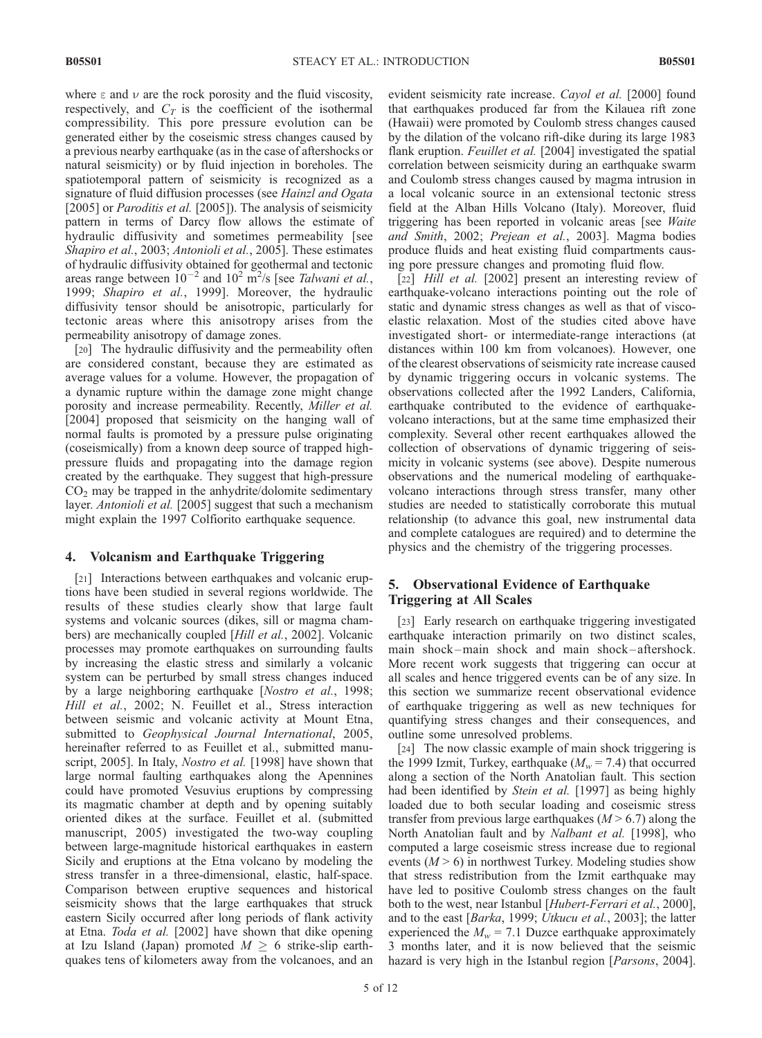where ε and ν are the rock porosity and the fluid viscosity, respectively, and $C_T$ is the coefficient of the isothermal compressibility. This pore pressure evolution can be generated either by the coseismic stress changes caused by a previous nearby earthquake (as in the case of aftershocks or natural seismicity) or by fluid injection in boreholes. The spatiotemporal pattern of seismicity is recognized as a signature of fluid diffusion processes (see *Hainzl and Ogata* [2005] or *Paroditis et al.* [2005]). The analysis of seismicity pattern in terms of Darcy flow allows the estimate of hydraulic diffusivity and sometimes permeability [see *Shapiro et al.*, 2003; *Antonioli et al.*, 2005]. These estimates of hydraulic diffusivity obtained for geothermal and tectonic areas range between $10^{-2}$ and $10^{2}$ m$^2$/s [see *Talwani et al.*, 1999; *Shapiro et al.*, 1999]. Moreover, the hydraulic diffusivity tensor should be anisotropic, particularly for tectonic areas where this anisotropy arises from the permeability anisotropy of damage zones.

[20] The hydraulic diffusivity and the permeability often are considered constant, because they are estimated as average values for a volume. However, the propagation of a dynamic rupture within the damage zone might change porosity and increase permeability. Recently, *Miller et al.* [2004] proposed that seismicity on the hanging wall of normal faults is promoted by a pressure pulse originating (coseismically) from a known deep source of trapped high-pressure fluids and propagating into the damage region created by the earthquake. They suggest that high-pressure $CO_2$ may be trapped in the anhydrite/dolomite sedimentary layer. *Antonioli et al.* [2005] suggest that such a mechanism might explain the 1997 Colfiorito earthquake sequence.

## 4. Volcanism and Earthquake Triggering

[21] Interactions between earthquakes and volcanic eruptions have been studied in several regions worldwide. The results of these studies clearly show that large fault systems and volcanic sources (dikes, sill or magma chambers) are mechanically coupled [*Hill et al.*, 2002]. Volcanic processes may promote earthquakes on surrounding faults by increasing the elastic stress and similarly a volcanic system can be perturbed by small stress changes induced by a large neighboring earthquake [*Nostro et al.*, 1998; *Hill et al.*, 2002; N. Feuillet et al., Stress interaction between seismic and volcanic activity at Mount Etna, submitted to *Geophysical Journal International*, 2005, hereinafter referred to as Feuillet et al., submitted manuscript, 2005]. In Italy, *Nostro et al.* [1998] have shown that large normal faulting earthquakes along the Apennines could have promoted Vesuvius eruptions by compressing its magmatic chamber at depth and by opening suitably oriented dikes at the surface. Feuillet et al. (submitted manuscript, 2005) investigated the two-way coupling between large-magnitude historical earthquakes in eastern Sicily and eruptions at the Etna volcano by modeling the stress transfer in a three-dimensional, elastic, half-space. Comparison between eruptive sequences and historical seismicity shows that the large earthquakes that struck eastern Sicily occurred after long periods of flank activity at Etna. *Toda et al.* [2002] have shown that dike opening at Izu Island (Japan) promoted $M \geq 6$ strike-slip earthquakes tens of kilometers away from the volcanoes, and an evident seismicity rate increase. *Cayol et al.* [2000] found that earthquakes produced far from the Kilauea rift zone (Hawaii) were promoted by Coulomb stress changes caused by the dilation of the volcano rift-dike during its large 1983 flank eruption. *Feuillet et al.* [2004] investigated the spatial correlation between seismicity during an earthquake swarm and Coulomb stress changes caused by magma intrusion in a local volcanic source in an extensional tectonic stress field at the Alban Hills Volcano (Italy). Moreover, fluid triggering has been reported in volcanic areas [see *Waite and Smith*, 2002; *Prejean et al.*, 2003]. Magma bodies produce fluids and heat existing fluid compartments causing pore pressure changes and promoting fluid flow.

[22] *Hill et al.* [2002] present an interesting review of earthquake-volcano interactions pointing out the role of static and dynamic stress changes as well as that of viscoelastic relaxation. Most of the studies cited above have investigated short- or intermediate-range interactions (at distances within 100 km from volcanoes). However, one of the clearest observations of seismicity rate increase caused by dynamic triggering occurs in volcanic systems. The observations collected after the 1992 Landers, California, earthquake contributed to the evidence of earthquake-volcano interactions, but at the same time emphasized their complexity. Several other recent earthquakes allowed the collection of observations of dynamic triggering of seismicity in volcanic systems (see above). Despite numerous observations and the numerical modeling of earthquake-volcano interactions through stress transfer, many other studies are needed to statistically corroborate this mutual relationship (to advance this goal, new instrumental data and complete catalogues are required) and to determine the physics and the chemistry of the triggering processes.

## 5. Observational Evidence of Earthquake Triggering at All Scales

[23] Early research on earthquake triggering investigated earthquake interaction primarily on two distinct scales, main shock–main shock and main shock–aftershock. More recent work suggests that triggering can occur at all scales and hence triggered events can be of any size. In this section we summarize recent observational evidence of earthquake triggering as well as new techniques for quantifying stress changes and their consequences, and outline some unresolved problems.

[24] The now classic example of main shock triggering is the 1999 Izmit, Turkey, earthquake ($M_w$ = 7.4) that occurred along a section of the North Anatolian fault. This section had been identified by *Stein et al.* [1997] as being highly loaded due to both secular loading and coseismic stress transfer from previous large earthquakes ($M > 6.7$) along the North Anatolian fault and by *Nalbant et al.* [1998], who computed a large coseismic stress increase due to regional events ($M > 6$) in northwest Turkey. Modeling studies show that stress redistribution from the Izmit earthquake may have led to positive Coulomb stress changes on the fault both to the west, near Istanbul [*Hubert-Ferrari et al.*, 2000], and to the east [*Barka*, 1999; *Utkucu et al.*, 2003]; the latter experienced the $M_w$ = 7.1 Duzce earthquake approximately 3 months later, and it is now believed that the seismic hazard is very high in the Istanbul region [*Parsons*, 2004].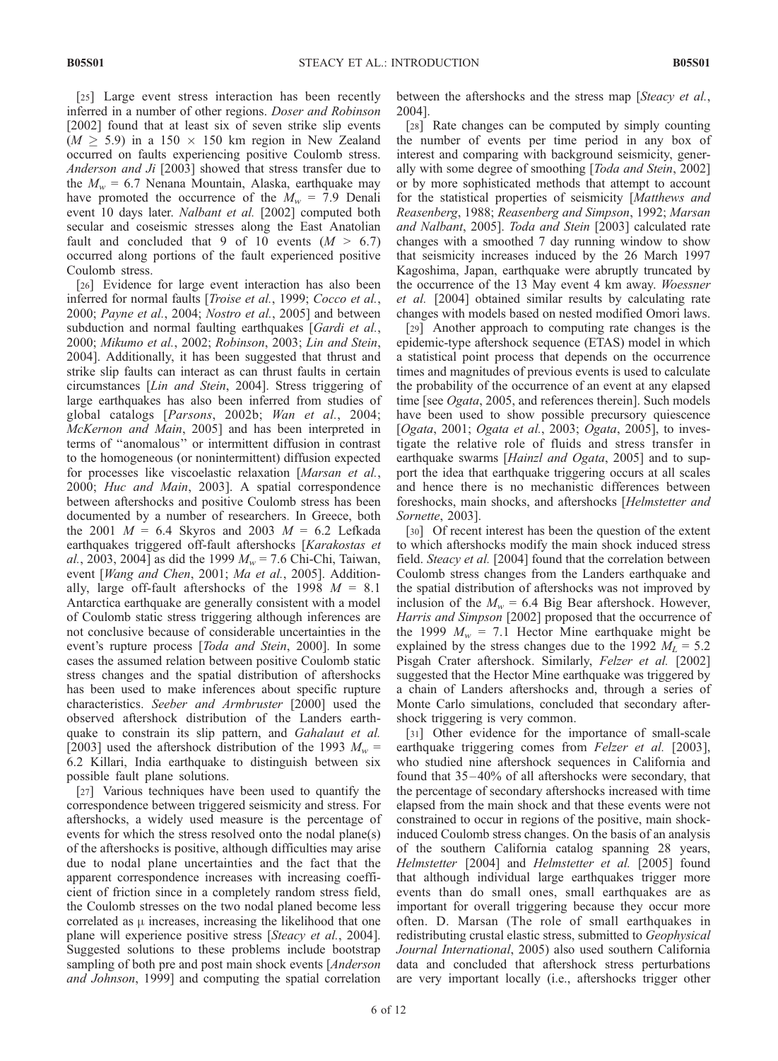[25] Large event stress interaction has been recently inferred in a number of other regions. *Doser and Robinson* [2002] found that at least six of seven strike slip events ($M \geq 5.9$) in a $150 \times 150$ km region in New Zealand occurred on faults experiencing positive Coulomb stress. *Anderson and Ji* [2003] showed that stress transfer due to the $M_w = 6.7$ Nenana Mountain, Alaska, earthquake may have promoted the occurrence of the $M_w = 7.9$ Denali event 10 days later. *Nalbant et al.* [2002] computed both secular and coseismic stresses along the East Anatolian fault and concluded that 9 of 10 events ($M > 6.7$) occurred along portions of the fault experienced positive Coulomb stress.

[26] Evidence for large event interaction has also been inferred for normal faults [*Troise et al.*, 1999; *Cocco et al.*, 2000; *Payne et al.*, 2004; *Nostro et al.*, 2005] and between subduction and normal faulting earthquakes [*Gardi et al.*, 2000; *Mikumo et al.*, 2002; *Robinson*, 2003; *Lin and Stein*, 2004]. Additionally, it has been suggested that thrust and strike slip faults can interact as can thrust faults in certain circumstances [*Lin and Stein*, 2004]. Stress triggering of large earthquakes has also been inferred from studies of global catalogs [*Parsons*, 2002b; *Wan et al.*, 2004; *McKernon and Main*, 2005] and has been interpreted in terms of "anomalous" or intermittent diffusion in contrast to the homogeneous (or nonintermittent) diffusion expected for processes like viscoelastic relaxation [*Marsan et al.*, 2000; *Huc and Main*, 2003]. A spatial correspondence between aftershocks and positive Coulomb stress has been documented by a number of researchers. In Greece, both the 2001 $M = 6.4$ Skyros and 2003 $M = 6.2$ Lefkada earthquakes triggered off-fault aftershocks [*Karakostas et al.*, 2003, 2004] as did the 1999 $M_w = 7.6$ Chi-Chi, Taiwan, event [*Wang and Chen*, 2001; *Ma et al.*, 2005]. Additionally, large off-fault aftershocks of the 1998 $M = 8.1$ Antarctica earthquake are generally consistent with a model of Coulomb static stress triggering although inferences are not conclusive because of considerable uncertainties in the event's rupture process [*Toda and Stein*, 2000]. In some cases the assumed relation between positive Coulomb static stress changes and the spatial distribution of aftershocks has been used to make inferences about specific rupture characteristics. *Seeber and Armbruster* [2000] used the observed aftershock distribution of the Landers earthquake to constrain its slip pattern, and *Gahalaut et al.* [2003] used the aftershock distribution of the 1993 $M_w = 6.2$ Killari, India earthquake to distinguish between six possible fault plane solutions.

[27] Various techniques have been used to quantify the correspondence between triggered seismicity and stress. For aftershocks, a widely used measure is the percentage of events for which the stress resolved onto the nodal plane(s) of the aftershocks is positive, although difficulties may arise due to nodal plane uncertainties and the fact that the apparent correspondence increases with increasing coefficient of friction since in a completely random stress field, the Coulomb stresses on the two nodal planed become less correlated as $\mu$ increases, increasing the likelihood that one plane will experience positive stress [*Steacy et al.*, 2004]. Suggested solutions to these problems include bootstrap sampling of both pre and post main shock events [*Anderson and Johnson*, 1999] and computing the spatial correlation between the aftershocks and the stress map [*Steacy et al.*, 2004].

[28] Rate changes can be computed by simply counting the number of events per time period in any box of interest and comparing with background seismicity, generally with some degree of smoothing [*Toda and Stein*, 2002] or by more sophisticated methods that attempt to account for the statistical properties of seismicity [*Matthews and Reasenberg*, 1988; *Reasenberg and Simpson*, 1992; *Marsan and Nalbant*, 2005]. *Toda and Stein* [2003] calculated rate changes with a smoothed 7 day running window to show that seismicity increases induced by the 26 March 1997 Kagoshima, Japan, earthquake were abruptly truncated by the occurrence of the 13 May event 4 km away. *Woessner et al.* [2004] obtained similar results by calculating rate changes with models based on nested modified Omori laws.

[29] Another approach to computing rate changes is the epidemic-type aftershock sequence (ETAS) model in which a statistical point process that depends on the occurrence times and magnitudes of previous events is used to calculate the probability of the occurrence of an event at any elapsed time [see *Ogata*, 2005, and references therein]. Such models have been used to show possible precursory quiescence [*Ogata*, 2001; *Ogata et al.*, 2003; *Ogata*, 2005], to investigate the relative role of fluids and stress transfer in earthquake swarms [*Hainzl and Ogata*, 2005] and to support the idea that earthquake triggering occurs at all scales and hence there is no mechanistic differences between foreshocks, main shocks, and aftershocks [*Helmstetter and Sornette*, 2003].

[30] Of recent interest has been the question of the extent to which aftershocks modify the main shock induced stress field. *Steacy et al.* [2004] found that the correlation between Coulomb stress changes from the Landers earthquake and the spatial distribution of aftershocks was not improved by inclusion of the $M_w = 6.4$ Big Bear aftershock. However, *Harris and Simpson* [2002] proposed that the occurrence of the 1999 $M_w = 7.1$ Hector Mine earthquake might be explained by the stress changes due to the 1992 $M_L = 5.2$ Pisgah Crater aftershock. Similarly, *Felzer et al.* [2002] suggested that the Hector Mine earthquake was triggered by a chain of Landers aftershocks and, through a series of Monte Carlo simulations, concluded that secondary aftershock triggering is very common.

[31] Other evidence for the importance of small-scale earthquake triggering comes from *Felzer et al.* [2003], who studied nine aftershock sequences in California and found that 35–40% of all aftershocks were secondary, that the percentage of secondary aftershocks increased with time elapsed from the main shock and that these events were not constrained to occur in regions of the positive, main shock-induced Coulomb stress changes. On the basis of an analysis of the southern California catalog spanning 28 years, *Helmstetter* [2004] and *Helmstetter et al.* [2005] found that although individual large earthquakes trigger more events than do small ones, small earthquakes are as important for overall triggering because they occur more often. D. Marsan (The role of small earthquakes in redistributing crustal elastic stress, submitted to *Geophysical Journal International*, 2005) also used southern California data and concluded that aftershock stress perturbations are very important locally (i.e., aftershocks trigger other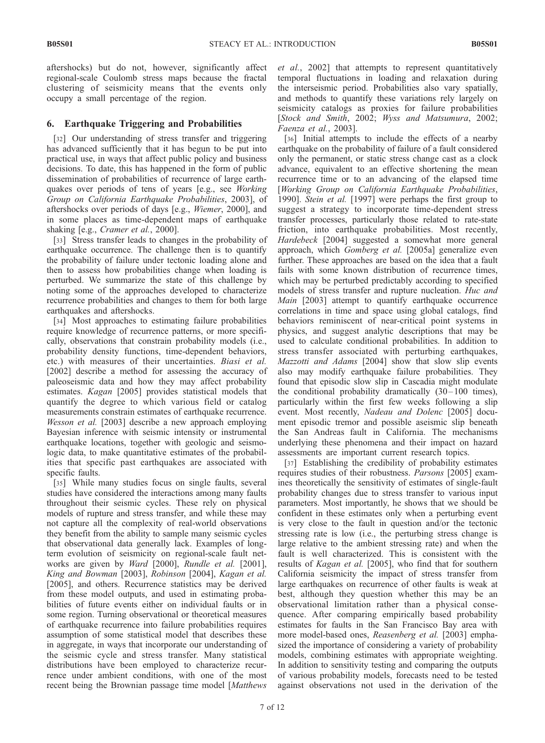aftershocks) but do not, however, significantly affect regional-scale Coulomb stress maps because the fractal clustering of seismicity means that the events only occupy a small percentage of the region.

## 6. Earthquake Triggering and Probabilities

[32] Our understanding of stress transfer and triggering has advanced sufficiently that it has begun to be put into practical use, in ways that affect public policy and business decisions. To date, this has happened in the form of public dissemination of probabilities of recurrence of large earthquakes over periods of tens of years [e.g., see *Working Group on California Earthquake Probabilities*, 2003], of aftershocks over periods of days [e.g., *Wiemer*, 2000], and in some places as time-dependent maps of earthquake shaking [e.g., *Cramer et al.*, 2000].

[33] Stress transfer leads to changes in the probability of earthquake occurrence. The challenge then is to quantify the probability of failure under tectonic loading alone and then to assess how probabilities change when loading is perturbed. We summarize the state of this challenge by noting some of the approaches developed to characterize recurrence probabilities and changes to them for both large earthquakes and aftershocks.

[34] Most approaches to estimating failure probabilities require knowledge of recurrence patterns, or more specifically, observations that constrain probability models (i.e., probability density functions, time-dependent behaviors, etc.) with measures of their uncertainties. *Biasi et al.* [2002] describe a method for assessing the accuracy of paleoseismic data and how they may affect probability estimates. *Kagan* [2005] provides statistical models that quantify the degree to which various field or catalog measurements constrain estimates of earthquake recurrence. *Wesson et al.* [2003] describe a new approach employing Bayesian inference with seismic intensity or instrumental earthquake locations, together with geologic and seismologic data, to make quantitative estimates of the probabilities that specific past earthquakes are associated with specific faults.

[35] While many studies focus on single faults, several studies have considered the interactions among many faults throughout their seismic cycles. These rely on physical models of rupture and stress transfer, and while these may not capture all the complexity of real-world observations they benefit from the ability to sample many seismic cycles that observational data generally lack. Examples of long-term evolution of seismicity on regional-scale fault networks are given by *Ward* [2000], *Rundle et al.* [2001], *King and Bowman* [2003], *Robinson* [2004], *Kagan et al.* [2005], and others. Recurrence statistics may be derived from these model outputs, and used in estimating probabilities of future events either on individual faults or in some region. Turning observational or theoretical measures of earthquake recurrence into failure probabilities requires assumption of some statistical model that describes these in aggregate, in ways that incorporate our understanding of the seismic cycle and stress transfer. Many statistical distributions have been employed to characterize recurrence under ambient conditions, with one of the most recent being the Brownian passage time model [*Matthews et al.*, 2002] that attempts to represent quantitatively temporal fluctuations in loading and relaxation during the interseismic period. Probabilities also vary spatially, and methods to quantify these variations rely largely on seismicity catalogs as proxies for failure probabilities [*Stock and Smith*, 2002; *Wyss and Matsumura*, 2002; *Faenza et al.*, 2003].

[36] Initial attempts to include the effects of a nearby earthquake on the probability of failure of a fault considered only the permanent, or static stress change cast as a clock advance, equivalent to an effective shortening the mean recurrence time or to an advancing of the elapsed time [*Working Group on California Earthquake Probabilities*, 1990]. *Stein et al.* [1997] were perhaps the first group to suggest a strategy to incorporate time-dependent stress transfer processes, particularly those related to rate-state friction, into earthquake probabilities. Most recently, *Hardebeck* [2004] suggested a somewhat more general approach, which *Gomberg et al.* [2005a] generalize even further. These approaches are based on the idea that a fault fails with some known distribution of recurrence times, which may be perturbed predictably according to specified models of stress transfer and rupture nucleation. *Huc and Main* [2003] attempt to quantify earthquake occurrence correlations in time and space using global catalogs, find behaviors reminiscent of near-critical point systems in physics, and suggest analytic descriptions that may be used to calculate conditional probabilities. In addition to stress transfer associated with perturbing earthquakes, *Mazzotti and Adams* [2004] show that slow slip events also may modify earthquake failure probabilities. They found that episodic slow slip in Cascadia might modulate the conditional probability dramatically (30–100 times), particularly within the first few weeks following a slip event. Most recently, *Nadeau and Dolenc* [2005] document episodic tremor and possible aseismic slip beneath the San Andreas fault in California. The mechanisms underlying these phenomena and their impact on hazard assessments are important current research topics.

[37] Establishing the credibility of probability estimates requires studies of their robustness. *Parsons* [2005] examines theoretically the sensitivity of estimates of single-fault probability changes due to stress transfer to various input parameters. Most importantly, he shows that we should be confident in these estimates only when a perturbing event is very close to the fault in question and/or the tectonic stressing rate is low (i.e., the perturbing stress change is large relative to the ambient stressing rate) and when the fault is well characterized. This is consistent with the results of *Kagan et al.* [2005], who find that for southern California seismicity the impact of stress transfer from large earthquakes on recurrence of other faults is weak at best, although they question whether this may be an observational limitation rather than a physical consequence. After comparing empirically based probability estimates for faults in the San Francisco Bay area with more model-based ones, *Reasenberg et al.* [2003] emphasized the importance of considering a variety of probability models, combining estimates with appropriate weighting. In addition to sensitivity testing and comparing the outputs of various probability models, forecasts need to be tested against observations not used in the derivation of the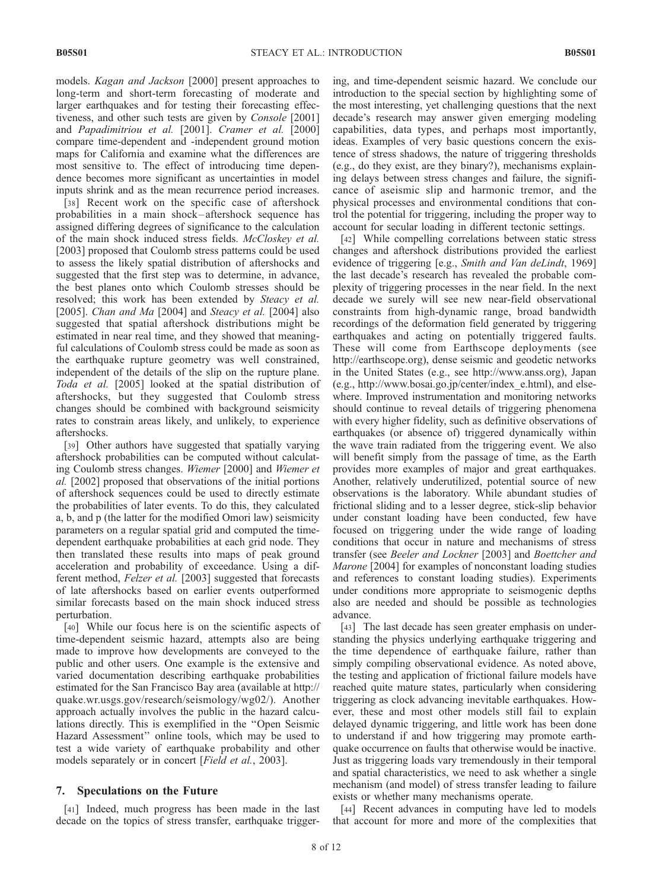models. *Kagan and Jackson* [2000] present approaches to long-term and short-term forecasting of moderate and larger earthquakes and for testing their forecasting effectiveness, and other such tests are given by *Console* [2001] and *Papadimitriou et al.* [2001]. *Cramer et al.* [2000] compare time-dependent and -independent ground motion maps for California and examine what the differences are most sensitive to. The effect of introducing time dependence becomes more significant as uncertainties in model inputs shrink and as the mean recurrence period increases.

[38] Recent work on the specific case of aftershock probabilities in a main shock–aftershock sequence has assigned differing degrees of significance to the calculation of the main shock induced stress fields. *McCloskey et al.* [2003] proposed that Coulomb stress patterns could be used to assess the likely spatial distribution of aftershocks and suggested that the first step was to determine, in advance, the best planes onto which Coulomb stresses should be resolved; this work has been extended by *Steacy et al.* [2005]. *Chan and Ma* [2004] and *Steacy et al.* [2004] also suggested that spatial aftershock distributions might be estimated in near real time, and they showed that meaningful calculations of Coulomb stress could be made as soon as the earthquake rupture geometry was well constrained, independent of the details of the slip on the rupture plane. *Toda et al.* [2005] looked at the spatial distribution of aftershocks, but they suggested that Coulomb stress changes should be combined with background seismicity rates to constrain areas likely, and unlikely, to experience aftershocks.

[39] Other authors have suggested that spatially varying aftershock probabilities can be computed without calculating Coulomb stress changes. *Wiemer* [2000] and *Wiemer et al.* [2002] proposed that observations of the initial portions of aftershock sequences could be used to directly estimate the probabilities of later events. To do this, they calculated a, b, and p (the latter for the modified Omori law) seismicity parameters on a regular spatial grid and computed the time-dependent earthquake probabilities at each grid node. They then translated these results into maps of peak ground acceleration and probability of exceedance. Using a different method, *Felzer et al.* [2003] suggested that forecasts of late aftershocks based on earlier events outperformed similar forecasts based on the main shock induced stress perturbation.

[40] While our focus here is on the scientific aspects of time-dependent seismic hazard, attempts also are being made to improve how developments are conveyed to the public and other users. One example is the extensive and varied documentation describing earthquake probabilities estimated for the San Francisco Bay area (available at http://quake.wr.usgs.gov/research/seismology/wg02/). Another approach actually involves the public in the hazard calculations directly. This is exemplified in the "Open Seismic Hazard Assessment" online tools, which may be used to test a wide variety of earthquake probability and other models separately or in concert [*Field et al.*, 2003].

## 7. Speculations on the Future

[41] Indeed, much progress has been made in the last decade on the topics of stress transfer, earthquake triggering, and time-dependent seismic hazard. We conclude our introduction to the special section by highlighting some of the most interesting, yet challenging questions that the next decade's research may answer given emerging modeling capabilities, data types, and perhaps most importantly, ideas. Examples of very basic questions concern the existence of stress shadows, the nature of triggering thresholds (e.g., do they exist, are they binary?), mechanisms explaining delays between stress changes and failure, the significance of aseismic slip and harmonic tremor, and the physical processes and environmental conditions that control the potential for triggering, including the proper way to account for secular loading in different tectonic settings.

[42] While compelling correlations between static stress changes and aftershock distributions provided the earliest evidence of triggering [e.g., *Smith and Van deLindt*, 1969] the last decade's research has revealed the probable complexity of triggering processes in the near field. In the next decade we surely will see new near-field observational constraints from high-dynamic range, broad bandwidth recordings of the deformation field generated by triggering earthquakes and acting on potentially triggered faults. These will come from Earthscope deployments (see http://earthscope.org), dense seismic and geodetic networks in the United States (e.g., see http://www.anss.org), Japan (e.g., http://www.bosai.go.jp/center/index_e.html), and elsewhere. Improved instrumentation and monitoring networks should continue to reveal details of triggering phenomena with every higher fidelity, such as definitive observations of earthquakes (or absence of) triggered dynamically within the wave train radiated from the triggering event. We also will benefit simply from the passage of time, as the Earth provides more examples of major and great earthquakes. Another, relatively underutilized, potential source of new observations is the laboratory. While abundant studies of frictional sliding and to a lesser degree, stick-slip behavior under constant loading have been conducted, few have focused on triggering under the wide range of loading conditions that occur in nature and mechanisms of stress transfer (see *Beeler and Lockner* [2003] and *Boettcher and Marone* [2004] for examples of nonconstant loading studies and references to constant loading studies). Experiments under conditions more appropriate to seismogenic depths also are needed and should be possible as technologies advance.

[43] The last decade has seen greater emphasis on understanding the physics underlying earthquake triggering and the time dependence of earthquake failure, rather than simply compiling observational evidence. As noted above, the testing and application of frictional failure models have reached quite mature states, particularly when considering triggering as clock advancing inevitable earthquakes. However, these and most other models still fail to explain delayed dynamic triggering, and little work has been done to understand if and how triggering may promote earthquake occurrence on faults that otherwise would be inactive. Just as triggering loads vary tremendously in their temporal and spatial characteristics, we need to ask whether a single mechanism (and model) of stress transfer leading to failure exists or whether many mechanisms operate.

[44] Recent advances in computing have led to models that account for more and more of the complexities that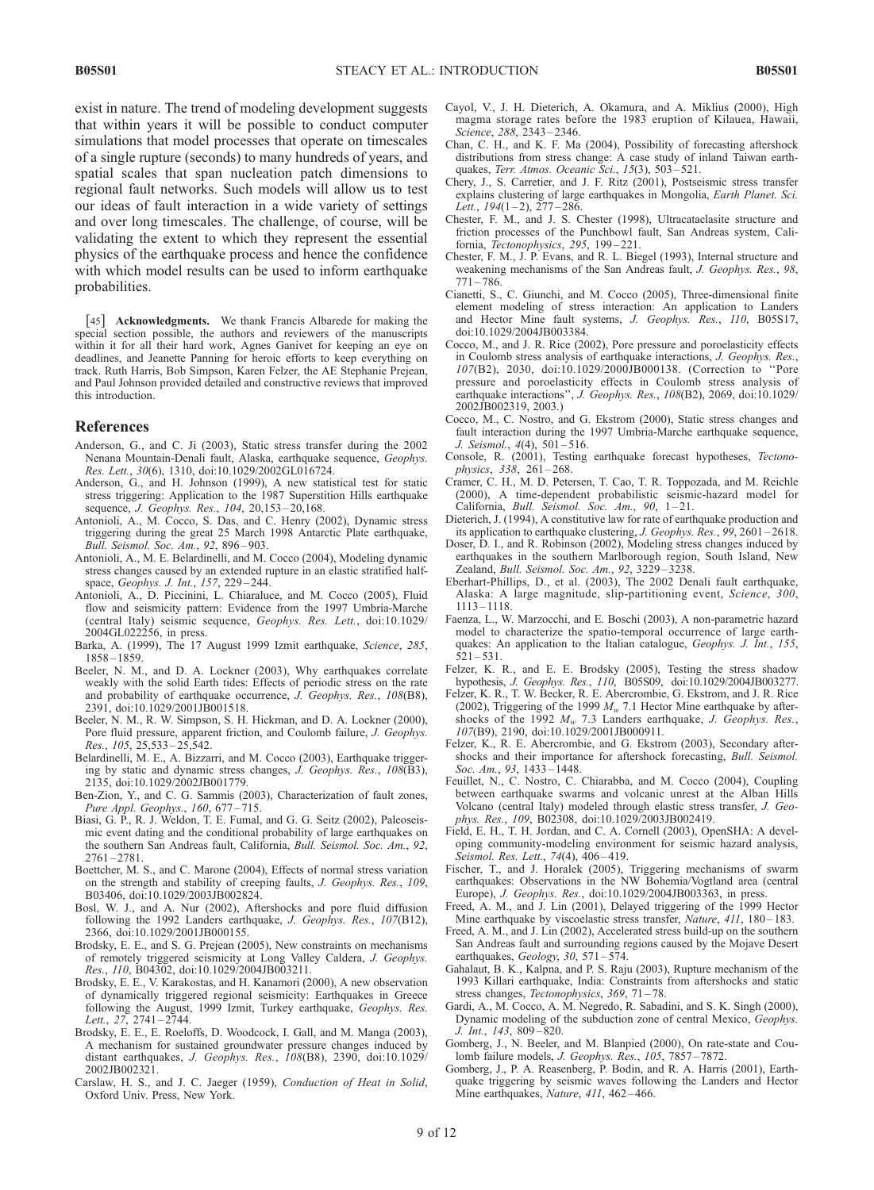exist in nature. The trend of modeling development suggests that within years it will be possible to conduct computer simulations that model processes that operate on timescales of a single rupture (seconds) to many hundreds of years, and spatial scales that span nucleation patch dimensions to regional fault networks. Such models will allow us to test our ideas of fault interaction in a wide variety of settings and over long timescales. The challenge, of course, will be validating the extent to which they represent the essential physics of the earthquake process and hence the confidence with which model results can be used to inform earthquake probabilities.

[45] **Acknowledgments.** We thank Francis Albarede for making the special section possible, the authors and reviewers of the manuscripts within it for all their hard work, Agnes Ganivet for keeping an eye on deadlines, and Jeanette Panning for heroic efforts to keep everything on track. Ruth Harris, Bob Simpson, Karen Felzer, the AE Stephanie Prejean, and Paul Johnson provided detailed and constructive reviews that improved this introduction.

## References

Anderson, G., and C. Ji (2003), Static stress transfer during the 2002 Nenana Mountain-Denali fault, Alaska, earthquake sequence, *Geophys. Res. Lett.*, *30*(6), 1310, doi:10.1029/2002GL016724.

Anderson, G., and H. Johnson (1999), A new statistical test for static stress triggering: Application to the 1987 Superstition Hills earthquake sequence, *J. Geophys. Res.*, *104*, 20,153–20,168.

Antonioli, A., M. Cocco, S. Das, and C. Henry (2002), Dynamic stress triggering during the great 25 March 1998 Antarctic Plate earthquake, *Bull. Seismol. Soc. Am.*, *92*, 896–903.

Antonioli, A., M. E. Belardinelli, and M. Cocco (2004), Modeling dynamic stress changes caused by an extended rupture in an elastic stratified half-space, *Geophys. J. Int.*, *157*, 229–244.

Antonioli, A., D. Piccinini, L. Chiaraluce, and M. Cocco (2005), Fluid flow and seismicity pattern: Evidence from the 1997 Umbria-Marche (central Italy) seismic sequence, *Geophys. Res. Lett.*, doi:10.1029/2004GL022256, in press.

Barka, A. (1999), The 17 August 1999 Izmit earthquake, *Science*, *285*, 1858–1859.

Beeler, N. M., and D. A. Lockner (2003), Why earthquakes correlate weakly with the solid Earth tides: Effects of periodic stress on the rate and probability of earthquake occurrence, *J. Geophys. Res.*, *108*(B8), 2391, doi:10.1029/2001JB001518.

Beeler, N. M., R. W. Simpson, S. H. Hickman, and D. A. Lockner (2000), Pore fluid pressure, apparent friction, and Coulomb failure, *J. Geophys. Res.*, *105*, 25,533–25,542.

Belardinelli, M. E., A. Bizzarri, and M. Cocco (2003), Earthquake triggering by static and dynamic stress changes, *J. Geophys. Res.*, *108*(B3), 2135, doi:10.1029/2002JB001779.

Ben-Zion, Y., and C. G. Sammis (2003), Characterization of fault zones, *Pure Appl. Geophys.*, *160*, 677–715.

Biasi, G. P., R. J. Weldon, T. E. Fumal, and G. G. Seitz (2002), Paleoseismic event dating and the conditional probability of large earthquakes on the southern San Andreas fault, California, *Bull. Seismol. Soc. Am.*, *92*, 2761–2781.

Boettcher, M. S., and C. Marone (2004), Effects of normal stress variation on the strength and stability of creeping faults, *J. Geophys. Res.*, *109*, B03406, doi:10.1029/2003JB002824.

Bosl, W. J., and A. Nur (2002), Aftershocks and pore fluid diffusion following the 1992 Landers earthquake, *J. Geophys. Res.*, *107*(B12), 2366, doi:10.1029/2001JB000155.

Brodsky, E. E., and S. G. Prejean (2005), New constraints on mechanisms of remotely triggered seismicity at Long Valley Caldera, *J. Geophys. Res.*, *110*, B04302, doi:10.1029/2004JB003211.

Brodsky, E. E., V. Karakostas, and H. Kanamori (2000), A new observation of dynamically triggered regional seismicity: Earthquakes in Greece following the August, 1999 Izmit, Turkey earthquake, *Geophys. Res. Lett.*, *27*, 2741–2744.

Brodsky, E. E., E. Roeloffs, D. Woodcock, I. Gall, and M. Manga (2003), A mechanism for sustained groundwater pressure changes induced by distant earthquakes, *J. Geophys. Res.*, *108*(B8), 2390, doi:10.1029/2002JB002321.

Carslaw, H. S., and J. C. Jaeger (1959), *Conduction of Heat in Solid*, Oxford Univ. Press, New York.

Cayol, V., J. H. Dieterich, A. Okamura, and A. Miklius (2000), High magma storage rates before the 1983 eruption of Kilauea, Hawaii, *Science*, *288*, 2343–2346.

Chan, C. H., and K. F. Ma (2004), Possibility of forecasting aftershock distributions from stress change: A case study of inland Taiwan earthquakes, *Terr. Atmos. Oceanic Sci.*, *15*(3), 503–521.

Chery, J., S. Carretier, and J. F. Ritz (2001), Postseismic stress transfer explains clustering of large earthquakes in Mongolia, *Earth Planet. Sci. Lett.*, *194*(1–2), 277–286.

Chester, F. M., and J. S. Chester (1998), Ultracataclasite structure and friction processes of the Punchbowl fault, San Andreas system, California, *Tectonophysics*, *295*, 199–221.

Chester, F. M., J. P. Evans, and R. L. Biegel (1993), Internal structure and weakening mechanisms of the San Andreas fault, *J. Geophys. Res.*, *98*, 771–786.

Cianetti, S., C. Giunchi, and M. Cocco (2005), Three-dimensional finite element modeling of stress interaction: An application to Landers and Hector Mine fault systems, *J. Geophys. Res.*, *110*, B05S17, doi:10.1029/2004JB003384.

Cocco, M., and J. R. Rice (2002), Pore pressure and poroelasticity effects in Coulomb stress analysis of earthquake interactions, *J. Geophys. Res.*, *107*(B2), 2030, doi:10.1029/2000JB000138. (Correction to "Pore pressure and poroelasticity effects in Coulomb stress analysis of earthquake interactions", *J. Geophys. Res.*, *108*(B2), 2069, doi:10.1029/2002JB002319, 2003.)

Cocco, M., C. Nostro, and G. Ekstrom (2000), Static stress changes and fault interaction during the 1997 Umbria-Marche earthquake sequence, *J. Seismol.*, *4*(4), 501–516.

Console, R. (2001), Testing earthquake forecast hypotheses, *Tectonophysics*, *338*, 261–268.

Cramer, C. H., M. D. Petersen, T. Cao, T. R. Toppozada, and M. Reichle (2000), A time-dependent probabilistic seismic-hazard model for California, *Bull. Seismol. Soc. Am.*, *90*, 1–21.

Dieterich, J. (1994), A constitutive law for rate of earthquake production and its application to earthquake clustering, *J. Geophys. Res.*, *99*, 2601–2618.

Doser, D. I., and R. Robinson (2002), Modeling stress changes induced by earthquakes in the southern Marlborough region, South Island, New Zealand, *Bull. Seismol. Soc. Am.*, *92*, 3229–3238.

Eberhart-Phillips, D., et al. (2003), The 2002 Denali fault earthquake, Alaska: A large magnitude, slip-partitioning event, *Science*, *300*, 1113–1118.

Faenza, L., W. Marzocchi, and E. Boschi (2003), A non-parametric hazard model to characterize the spatio-temporal occurrence of large earthquakes: An application to the Italian catalogue, *Geophys. J. Int.*, *155*, 521–531.

Felzer, K. R., and E. E. Brodsky (2005), Testing the stress shadow hypothesis, *J. Geophys. Res.*, *110*, B05S09, doi:10.1029/2004JB003277.

Felzer, K. R., T. W. Becker, R. E. Abercrombie, G. Ekstrom, and J. R. Rice (2002), Triggering of the 1999 $M_w$ 7.1 Hector Mine earthquake by aftershocks of the 1992 $M_w$ 7.3 Landers earthquake, *J. Geophys. Res.*, *107*(B9), 2190, doi:10.1029/2001JB000911.

Felzer, K., R. E. Abercrombie, and G. Ekstrom (2003), Secondary aftershocks and their importance for aftershock forecasting, *Bull. Seismol. Soc. Am.*, *93*, 1433–1448.

Feuillet, N., C. Nostro, C. Chiarabba, and M. Cocco (2004), Coupling between earthquake swarms and volcanic unrest at the Alban Hills Volcano (central Italy) modeled through elastic stress transfer, *J. Geophys. Res.*, *109*, B02308, doi:10.1029/2003JB002419.

Field, E. H., T. H. Jordan, and C. A. Cornell (2003), OpenSHA: A developing community-modeling environment for seismic hazard analysis, *Seismol. Res. Lett.*, *74*(4), 406–419.

Fischer, T., and J. Horalek (2005), Triggering mechanisms of swarm earthquakes: Observations in the NW Bohemia/Vogtland area (central Europe), *J. Geophys. Res.*, doi:10.1029/2004JB003363, in press.

Freed, A. M., and J. Lin (2001), Delayed triggering of the 1999 Hector Mine earthquake by viscoelastic stress transfer, *Nature*, *411*, 180–183.

Freed, A. M., and J. Lin (2002), Accelerated stress build-up on the southern San Andreas fault and surrounding regions caused by the Mojave Desert earthquakes, *Geology*, *30*, 571–574.

Gahalaut, B. K., Kalpna, and P. S. Raju (2003), Rupture mechanism of the 1993 Killari earthquake, India: Constraints from aftershocks and static stress changes, *Tectonophysics*, *369*, 71–78.

Gardi, A., M. Cocco, A. M. Negredo, R. Sabadini, and S. K. Singh (2000), Dynamic modeling of the subduction zone of central Mexico, *Geophys. J. Int.*, *143*, 809–820.

Gomberg, J., N. Beeler, and M. Blanpied (2000), On rate-state and Coulomb failure models, *J. Geophys. Res.*, *105*, 7857–7872.

Gomberg, J., P. A. Reasenberg, P. Bodin, and R. A. Harris (2001), Earthquake triggering by seismic waves following the Landers and Hector Mine earthquakes, *Nature*, *411*, 462–466.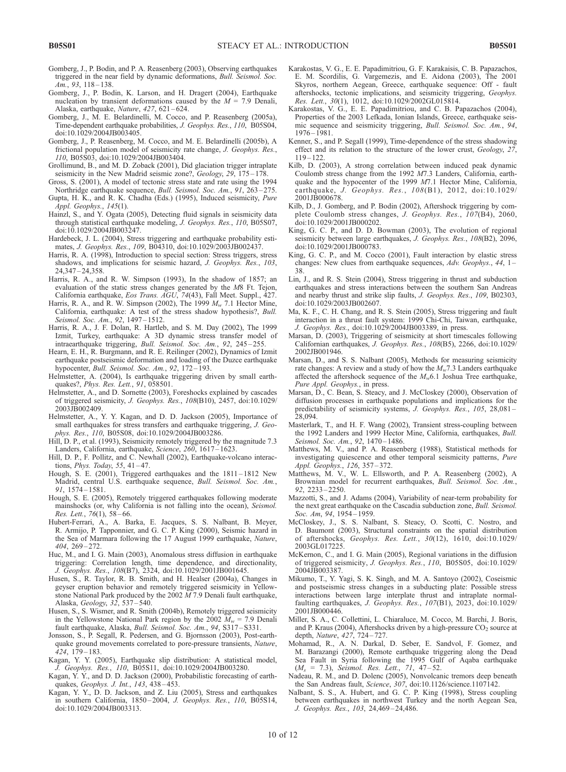Gomberg, J., P. Bodin, and P. A. Reasenberg (2003), Observing earthquakes triggered in the near field by dynamic deformations, *Bull. Seismol. Soc. Am.*, *93*, 118–138.

Gomberg, J., P. Bodin, K. Larson, and H. Dragert (2004), Earthquake nucleation by transient deformations caused by the $M$ = 7.9 Denali, Alaska, earthquake, *Nature*, *427*, 621–624.

Gomberg, J., M. E. Belardinelli, M. Cocco, and P. Reasenberg (2005a), Time-dependent earthquake probabilities, *J. Geophys. Res.*, *110*, B05S04, doi:10.1029/2004JB003405.

Gomberg, J., P. Reasenberg, M. Cocco, and M. E. Belardinelli (2005b), A frictional population model of seismicity rate change, *J. Geophys. Res.*, *110*, B05S03, doi:10.1029/2004JB003404.

Grollimund, B., and M. D. Zoback (2001), Did glaciation trigger intraplate seismicity in the New Madrid seismic zone?, *Geology*, *29*, 175–178.

Gross, S. (2001), A model of tectonic stress state and rate using the 1994 Northridge earthquake sequence, *Bull. Seismol. Soc. Am.*, *91*, 263–275.

Gupta, H. K., and R. K. Chadha (Eds.) (1995), Induced seismicity, *Pure Appl. Geophys.*, *145*(1).

Hainzl, S., and Y. Ogata (2005), Detecting fluid signals in seismicity data through statistical earthquake modeling, *J. Geophys. Res.*, *110*, B05S07, doi:10.1029/2004JB003247.

Hardebeck, J. L. (2004), Stress triggering and earthquake probability estimates, *J. Geophys. Res.*, *109*, B04310, doi:10.1029/2003JB002437.

Harris, R. A. (1998), Introduction to special section: Stress triggers, stress shadows, and implications for seismic hazard, *J. Geophys. Res.*, *103*, 24,347–24,358.

Harris, R. A., and R. W. Simpson (1993), In the shadow of 1857; an evaluation of the static stress changes generated by the *M*8 Ft. Tejon, California earthquake, *Eos Trans. AGU*, *74*(43), Fall Meet. Suppl., 427.

Harris, R. A., and R. W. Simpson (2002), The 1999 $M_w$ 7.1 Hector Mine, California, earthquake: A test of the stress shadow hypothesis?, *Bull. Seismol. Soc. Am.*, *92*, 1497–1512.

Harris, R. A., J. F. Dolan, R. Hartleb, and S. M. Day (2002), The 1999 Izmit, Turkey, earthquake: A 3D dynamic stress transfer model of intraearthquake triggering, *Bull. Seismol. Soc. Am.*, *92*, 245–255.

Hearn, E. H., R. Burgmann, and R. E. Reilinger (2002), Dynamics of Izmit earthquake postseismic deformation and loading of the Duzce earthquake hypocenter, *Bull. Seismol. Soc. Am.*, *92*, 172–193.

Helmstetter, A. (2004), Is earthquake triggering driven by small earthquakes?, *Phys. Res. Lett.*, *91*, 058501.

Helmstetter, A., and D. Sornette (2003), Foreshocks explained by cascades of triggered seismicity, *J. Geophys. Res.*, *108*(B10), 2457, doi:10.1029/2003JB002409.

Helmstetter, A., Y. Y. Kagan, and D. D. Jackson (2005), Importance of small earthquakes for stress transfers and earthquake triggering, *J. Geophys. Res.*, *110*, B05S08, doi:10.1029/2004JB003286.

Hill, D. P., et al. (1993), Seismicity remotely triggered by the magnitude 7.3 Landers, California, earthquake, *Science*, *260*, 1617–1623.

Hill, D. P., F. Pollitz, and C. Newhall (2002), Earthquake-volcano interactions, *Phys. Today*, *55*, 41–47.

Hough, S. E. (2001), Triggered earthquakes and the 1811–1812 New Madrid, central U.S. earthquake sequence, *Bull. Seismol. Soc. Am.*, *91*, 1574–1581.

Hough, S. E. (2005), Remotely triggered earthquakes following moderate mainshocks (or, why California is not falling into the ocean), *Seismol. Res. Lett.*, *76*(1), 58–66.

Hubert-Ferrari, A., A. Barka, E. Jacques, S. S. Nalbant, B. Meyer, R. Armijo, P. Tapponnier, and G. C. P. King (2000), Seismic hazard in the Sea of Marmara following the 17 August 1999 earthquake, *Nature*, *404*, 269–272.

Huc, M., and I. G. Main (2003), Anomalous stress diffusion in earthquake triggering: Correlation length, time dependence, and directionality, *J. Geophys. Res.*, *108*(B7), 2324, doi:10.1029/2001JB001645.

Husen, S., R. Taylor, R. B. Smith, and H. Healser (2004a), Changes in geyser eruption behavior and remotely triggered seismicity in Yellowstone National Park produced by the 2002 $M$ 7.9 Denali fault earthquake, Alaska, *Geology*, *32*, 537–540.

Husen, S., S. Wismer, and R. Smith (2004b), Remotely triggered seismicity in the Yellowstone National Park region by the 2002 $M_w$ = 7.9 Denali fault earthquake, Alaska, *Bull. Seismol. Soc. Am.*, *94*, S317–S331.

Jonsson, S., P. Segall, R. Pedersen, and G. Bjornsson (2003), Post-earthquake ground movements correlated to pore-pressure transients, *Nature*, *424*, 179–183.

Kagan, Y. Y. (2005), Earthquake slip distribution: A statistical model, *J. Geophys. Res.*, *110*, B05S11, doi:10.1029/2004JB003280.

Kagan, Y. Y., and D. D. Jackson (2000), Probabilistic forecasting of earthquakes, *Geophys. J. Int.*, *143*, 438–453.

Kagan, Y. Y., D. D. Jackson, and Z. Liu (2005), Stress and earthquakes in southern California, 1850–2004, *J. Geophys. Res.*, *110*, B05S14, doi:10.1029/2004JB003313.

Karakostas, V. G., E. E. Papadimitriou, G. F. Karakaisis, C. B. Papazachos, E. M. Scordilis, G. Vargemezis, and E. Aidona (2003), The 2001 Skyros, northern Aegean, Greece, earthquake sequence: Off - fault aftershocks, tectonic implications, and seismicity triggering, *Geophys. Res. Lett.*, *30*(1), 1012, doi:10.1029/2002GL015814.

Karakostas, V. G., E. E. Papadimitriou, and C. B. Papazachos (2004), Properties of the 2003 Lefkada, Ionian Islands, Greece, earthquake seismic sequence and seismicity triggering, *Bull. Seismol. Soc. Am.*, *94*, 1976–1981.

Kenner, S., and P. Segall (1999), Time-dependence of the stress shadowing effect and its relation to the structure of the lower crust, *Geology*, *27*, 119–122.

Kilb, D. (2003), A strong correlation between induced peak dynamic Coulomb stress change from the 1992 *M*7.3 Landers, California, earthquake and the hypocenter of the 1999 *M*7.1 Hector Mine, California, earthquake, *J. Geophys. Res.*, *108*(B1), 2012, doi:10.1029/2001JB000678.

Kilb, D., J. Gomberg, and P. Bodin (2002), Aftershock triggering by complete Coulomb stress changes, *J. Geophys. Res.*, *107*(B4), 2060, doi:10.1029/2001JB000202.

King, G. C. P., and D. D. Bowman (2003), The evolution of regional seismicity between large earthquakes, *J. Geophys. Res.*, *108*(B2), 2096, doi:10.1029/2001JB000783.

King, G. C. P., and M. Cocco (2001), Fault interaction by elastic stress changes: New clues from earthquake sequences, *Adv. Geophys.*, *44*, 1–38.

Lin, J., and R. S. Stein (2004), Stress triggering in thrust and subduction earthquakes and stress interactions between the southern San Andreas and nearby thrust and strike slip faults, *J. Geophys. Res.*, *109*, B02303, doi:10.1029/2003JB002607.

Ma, K. F., C. H. Chang, and R. S. Stein (2005), Stress triggering and fault interaction in a thrust fault system: 1999 Chi-Chi, Taiwan, earthquake, *J. Geophys. Res.*, doi:10.1029/2004JB003389, in press.

Marsan, D. (2003), Triggering of seismicity at short timescales following Californian earthquakes, *J. Geophys. Res.*, *108*(B5), 2266, doi:10.1029/2002JB001946.

Marsan, D., and S. S. Nalbant (2005), Methods for measuring seismicity rate changes: A review and a study of how the $M_w$7.3 Landers earthquake affected the aftershock sequence of the $M_w$6.1 Joshua Tree earthquake, *Pure Appl. Geophys.*, in press.

Marsan, D., C. Bean, S. Steacy, and J. McCloskey (2000), Observation of diffusion processes in earthquake populations and implications for the predictability of seismicity systems, *J. Geophys. Res.*, *105*, 28,081–28,094.

Masterlark, T., and H. F. Wang (2002), Transient stress-coupling between the 1992 Landers and 1999 Hector Mine, California, earthquakes, *Bull. Seismol. Soc. Am.*, *92*, 1470–1486.

Matthews, M. V., and P. A. Reasenberg (1988), Statistical methods for investigating quiescence and other temporal seismicity patterns, *Pure Appl. Geophys.*, *126*, 357–372.

Matthews, M. V., W. L. Ellsworth, and P. A. Reasenberg (2002), A Brownian model for recurrent earthquakes, *Bull. Seismol. Soc. Am.*, *92*, 2233–2250.

Mazzotti, S., and J. Adams (2004), Variability of near-term probability for the next great earthquake on the Cascadia subduction zone, *Bull. Seismol. Soc. Am*, *94*, 1954–1959.

McCloskey, J., S. S. Nalbant, S. Steacy, O. Scotti, C. Nostro, and D. Baumont (2003), Structural constraints on the spatial distribution of aftershocks, *Geophys. Res. Lett.*, *30*(12), 1610, doi:10.1029/2003GL017225.

McKernon, C., and I. G. Main (2005), Regional variations in the diffusion of triggered seismicity, *J. Geophys. Res.*, *110*, B05S05, doi:10.1029/2004JB003387.

Mikumo, T., Y. Yagi, S. K. Singh, and M. A. Santoyo (2002), Coseismic and postseismic stress changes in a subducting plate: Possible stress interactions between large interplate thrust and intraplate normal-faulting earthquakes, *J. Geophys. Res.*, *107*(B1), 2023, doi:10.1029/2001JB000446.

Miller, S. A., C. Collettini, L. Chiaraluce, M. Cocco, M. Barchi, J. Boris, and P. Kraus (2004), Aftershocks driven by a high-pressure $CO_2$ source at depth, *Nature*, *427*, 724–727.

Mohamad, R., A. N. Darkal, D. Seber, E. Sandvol, F. Gomez, and M. Barazangi (2000), Remote earthquake triggering along the Dead Sea Fault in Syria following the 1995 Gulf of Aqaba earthquake ($M_s$ = 7.3), *Seismol. Res. Lett.*, *71*, 47–52.

Nadeau, R. M., and D. Dolenc (2005), Nonvolcanic tremors deep beneath the San Andreas fault, *Science*, *307*, doi:10.1126/science.1107142.

Nalbant, S. S., A. Hubert, and G. C. P. King (1998), Stress coupling between earthquakes in northwest Turkey and the north Aegean Sea, *J. Geophys. Res.*, *103*, 24,469–24,486.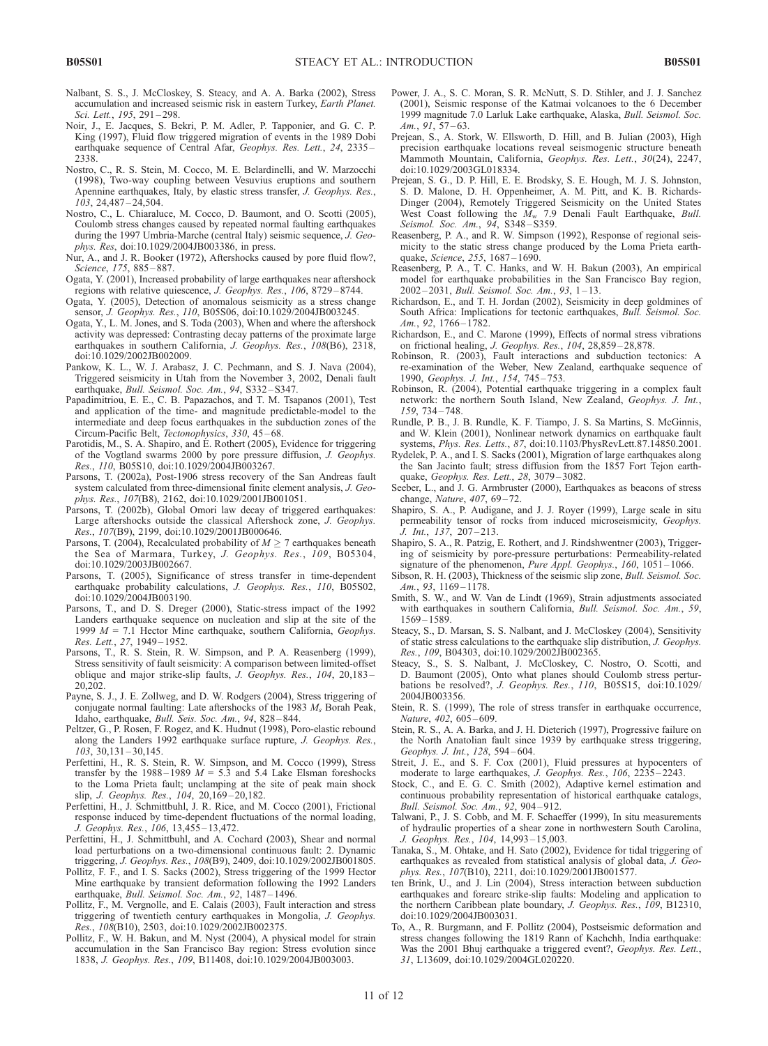Nalbant, S. S., J. McCloskey, S. Steacy, and A. A. Barka (2002), Stress accumulation and increased seismic risk in eastern Turkey, *Earth Planet. Sci. Lett.*, *195*, 291–298.

Noir, J., E. Jacques, S. Bekri, P. M. Adler, P. Tapponier, and G. C. P. King (1997), Fluid flow triggered migration of events in the 1989 Dobi earthquake sequence of Central Afar, *Geophys. Res. Lett.*, *24*, 2335–2338.

Nostro, C., R. S. Stein, M. Cocco, M. E. Belardinelli, and W. Marzocchi (1998), Two-way coupling between Vesuvius eruptions and southern Apennine earthquakes, Italy, by elastic stress transfer, *J. Geophys. Res.*, *103*, 24,487–24,504.

Nostro, C., L. Chiaraluce, M. Cocco, D. Baumont, and O. Scotti (2005), Coulomb stress changes caused by repeated normal faulting earthquakes during the 1997 Umbria-Marche (central Italy) seismic sequence, *J. Geophys. Res*, doi:10.1029/2004JB003386, in press.

Nur, A., and J. R. Booker (1972), Aftershocks caused by pore fluid flow?, *Science*, *175*, 885–887.

Ogata, Y. (2001), Increased probability of large earthquakes near aftershock regions with relative quiescence, *J. Geophys. Res.*, *106*, 8729–8744.

Ogata, Y. (2005), Detection of anomalous seismicity as a stress change sensor, *J. Geophys. Res.*, *110*, B05S06, doi:10.1029/2004JB003245.

Ogata, Y., L. M. Jones, and S. Toda (2003), When and where the aftershock activity was depressed: Contrasting decay patterns of the proximate large earthquakes in southern California, *J. Geophys. Res.*, *108*(B6), 2318, doi:10.1029/2002JB002009.

Pankow, K. L., W. J. Arabasz, J. C. Pechmann, and S. J. Nava (2004), Triggered seismicity in Utah from the November 3, 2002, Denali fault earthquake, *Bull. Seismol. Soc. Am.*, *94*, S332–S347.

Papadimitriou, E. E., C. B. Papazachos, and T. M. Tsapanos (2001), Test and application of the time- and magnitude predictable-model to the intermediate and deep focus earthquakes in the subduction zones of the Circum-Pacific Belt, *Tectonophysics*, *330*, 45–68.

Parotidis, M., S. A. Shapiro, and E. Rothert (2005), Evidence for triggering of the Vogtland swarms 2000 by pore pressure diffusion, *J. Geophys. Res.*, *110*, B05S10, doi:10.1029/2004JB003267.

Parsons, T. (2002a), Post-1906 stress recovery of the San Andreas fault system calculated from three-dimensional finite element analysis, *J. Geophys. Res.*, *107*(B8), 2162, doi:10.1029/2001JB001051.

Parsons, T. (2002b), Global Omori law decay of triggered earthquakes: Large aftershocks outside the classical Aftershock zone, *J. Geophys. Res.*, *107*(B9), 2199, doi:10.1029/2001JB000646.

Parsons, T. (2004), Recalculated probability of $M \geq 7$ earthquakes beneath the Sea of Marmara, Turkey, *J. Geophys. Res.*, *109*, B05304, doi:10.1029/2003JB002667.

Parsons, T. (2005), Significance of stress transfer in time-dependent earthquake probability calculations, *J. Geophys. Res.*, *110*, B05S02, doi:10.1029/2004JB003190.

Parsons, T., and D. S. Dreger (2000), Static-stress impact of the 1992 Landers earthquake sequence on nucleation and slip at the site of the 1999 $M = 7.1$ Hector Mine earthquake, southern California, *Geophys. Res. Lett.*, *27*, 1949–1952.

Parsons, T., R. S. Stein, R. W. Simpson, and P. A. Reasenberg (1999), Stress sensitivity of fault seismicity: A comparison between limited-offset oblique and major strike-slip faults, *J. Geophys. Res.*, *104*, 20,183–20,202.

Payne, S. J., J. E. Zollweg, and D. W. Rodgers (2004), Stress triggering of conjugate normal faulting: Late aftershocks of the 1983 $M_s$ Borah Peak, Idaho, earthquake, *Bull. Seis. Soc. Am.*, *94*, 828–844.

Peltzer, G., P. Rosen, F. Rogez, and K. Hudnut (1998), Poro-elastic rebound along the Landers 1992 earthquake surface rupture, *J. Geophys. Res.*, *103*, 30,131–30,145.

Perfettini, H., R. S. Stein, R. W. Simpson, and M. Cocco (1999), Stress transfer by the 1988–1989 $M = 5.3$ and 5.4 Lake Elsman foreshocks to the Loma Prieta fault; unclamping at the site of peak main shock slip, *J. Geophys. Res.*, *104*, 20,169–20,182.

Perfettini, H., J. Schmittbuhl, J. R. Rice, and M. Cocco (2001), Frictional response induced by time-dependent fluctuations of the normal loading, *J. Geophys. Res.*, *106*, 13,455–13,472.

Perfettini, H., J. Schmittbuhl, and A. Cochard (2003), Shear and normal load perturbations on a two-dimensional continuous fault: 2. Dynamic triggering, *J. Geophys. Res.*, *108*(B9), 2409, doi:10.1029/2002JB001805.

Pollitz, F. F., and I. S. Sacks (2002), Stress triggering of the 1999 Hector Mine earthquake by transient deformation following the 1992 Landers earthquake, *Bull. Seismol. Soc. Am.*, *92*, 1487–1496.

Pollitz, F., M. Vergnolle, and E. Calais (2003), Fault interaction and stress triggering of twentieth century earthquakes in Mongolia, *J. Geophys. Res.*, *108*(B10), 2503, doi:10.1029/2002JB002375.

Pollitz, F., W. H. Bakun, and M. Nyst (2004), A physical model for strain accumulation in the San Francisco Bay region: Stress evolution since 1838, *J. Geophys. Res.*, *109*, B11408, doi:10.1029/2004JB003003.

Power, J. A., S. C. Moran, S. R. McNutt, S. D. Stihler, and J. J. Sanchez (2001), Seismic response of the Katmai volcanoes to the 6 December 1999 magnitude 7.0 Larluk Lake earthquake, Alaska, *Bull. Seismol. Soc. Am.*, *91*, 57–63.

Prejean, S., A. Stork, W. Ellsworth, D. Hill, and B. Julian (2003), High precision earthquake locations reveal seismogenic structure beneath Mammoth Mountain, California, *Geophys. Res. Lett.*, *30*(24), 2247, doi:10.1029/2003GL018334.

Prejean, S. G., D. P. Hill, E. E. Brodsky, S. E. Hough, M. J. S. Johnston, S. D. Malone, D. H. Oppenheimer, A. M. Pitt, and K. B. Richards-Dinger (2004), Remotely Triggered Seismicity on the United States West Coast following the $M_w$ 7.9 Denali Fault Earthquake, *Bull. Seismol. Soc. Am.*, *94*, S348–S359.

Reasenberg, P. A., and R. W. Simpson (1992), Response of regional seismicity to the static stress change produced by the Loma Prieta earthquake, *Science*, *255*, 1687–1690.

Reasenberg, P. A., T. C. Hanks, and W. H. Bakun (2003), An empirical model for earthquake probabilities in the San Francisco Bay region, 2002–2031, *Bull. Seismol. Soc. Am.*, *93*, 1–13.

Richardson, E., and T. H. Jordan (2002), Seismicity in deep goldmines of South Africa: Implications for tectonic earthquakes, *Bull. Seismol. Soc. Am.*, *92*, 1766–1782.

Richardson, E., and C. Marone (1999), Effects of normal stress vibrations on frictional healing, *J. Geophys. Res.*, *104*, 28,859–28,878.

Robinson, R. (2003), Fault interactions and subduction tectonics: A re-examination of the Weber, New Zealand, earthquake sequence of 1990, *Geophys. J. Int.*, *154*, 745–753.

Robinson, R. (2004), Potential earthquake triggering in a complex fault network: the northern South Island, New Zealand, *Geophys. J. Int.*, *159*, 734–748.

Rundle, P. B., J. B. Rundle, K. F. Tiampo, J. S. Sa Martins, S. McGinnis, and W. Klein (2001), Nonlinear network dynamics on earthquake fault systems, *Phys. Res. Letts.*, *87*, doi:10.1103/PhysRevLett.87.14850.2001.

Rydelek, P. A., and I. S. Sacks (2001), Migration of large earthquakes along the San Jacinto fault; stress diffusion from the 1857 Fort Tejon earthquake, *Geophys. Res. Lett.*, *28*, 3079–3082.

Seeber, L., and J. G. Armbruster (2000), Earthquakes as beacons of stress change, *Nature*, *407*, 69–72.

Shapiro, S. A., P. Audigane, and J. J. Royer (1999), Large scale in situ permeability tensor of rocks from induced microseismicity, *Geophys. J. Int.*, *137*, 207–213.

Shapiro, S. A., R. Patzig, E. Rothert, and J. Rindshwentner (2003), Triggering of seismicity by pore-pressure perturbations: Permeability-related signature of the phenomenon, *Pure Appl. Geophys.*, *160*, 1051–1066.

Sibson, R. H. (2003), Thickness of the seismic slip zone, *Bull. Seismol. Soc. Am.*, *93*, 1169–1178.

Smith, S. W., and W. Van de Lindt (1969), Strain adjustments associated with earthquakes in southern California, *Bull. Seismol. Soc. Am.*, *59*, 1569–1589.

Steacy, S., D. Marsan, S. S. Nalbant, and J. McCloskey (2004), Sensitivity of static stress calculations to the earthquake slip distribution, *J. Geophys. Res.*, *109*, B04303, doi:10.1029/2002JB002365.

Steacy, S., S. S. Nalbant, J. McCloskey, C. Nostro, O. Scotti, and D. Baumont (2005), Onto what planes should Coulomb stress perturbations be resolved?, *J. Geophys. Res.*, *110*, B05S15, doi:10.1029/2004JB003356.

Stein, R. S. (1999), The role of stress transfer in earthquake occurrence, *Nature*, *402*, 605–609.

Stein, R. S., A. A. Barka, and J. H. Dieterich (1997), Progressive failure on the North Anatolian fault since 1939 by earthquake stress triggering, *Geophys. J. Int.*, *128*, 594–604.

Streit, J. E., and S. F. Cox (2001), Fluid pressures at hypocenters of moderate to large earthquakes, *J. Geophys. Res.*, *106*, 2235–2243.

Stock, C., and E. G. C. Smith (2002), Adaptive kernel estimation and continuous probability representation of historical earthquake catalogs, *Bull. Seismol. Soc. Am.*, *92*, 904–912.

Talwani, P., J. S. Cobb, and M. F. Schaeffer (1999), In situ measurements of hydraulic properties of a shear zone in northwestern South Carolina, *J. Geophys. Res.*, *104*, 14,993–15,003.

Tanaka, S., M. Ohtake, and H. Sato (2002), Evidence for tidal triggering of earthquakes as revealed from statistical analysis of global data, *J. Geophys. Res.*, *107*(B10), 2211, doi:10.1029/2001JB001577.

ten Brink, U., and J. Lin (2004), Stress interaction between subduction earthquakes and forearc strike-slip faults: Modeling and application to the northern Caribbean plate boundary, *J. Geophys. Res.*, *109*, B12310, doi:10.1029/2004JB003031.

To, A., R. Burgmann, and F. Pollitz (2004), Postseismic deformation and stress changes following the 1819 Rann of Kachchh, India earthquake: Was the 2001 Bhuj earthquake a triggered event?, *Geophys. Res. Lett.*, *31*, L13609, doi:10.1029/2004GL020220.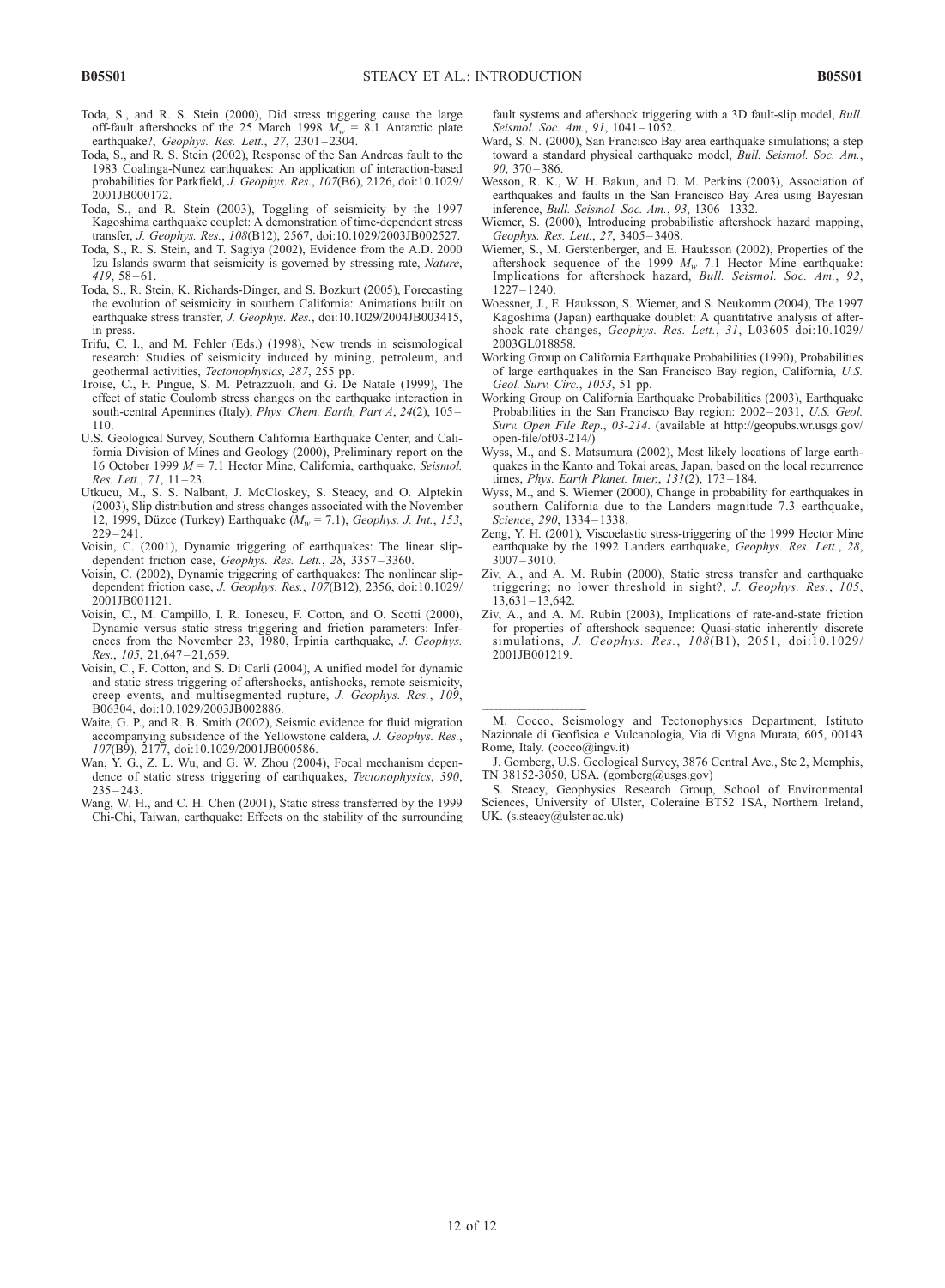Toda, S., and R. S. Stein (2000), Did stress triggering cause the large off-fault aftershocks of the 25 March 1998 $M_w$ = 8.1 Antarctic plate earthquake?, *Geophys. Res. Lett.*, *27*, 2301–2304.

Toda, S., and R. S. Stein (2002), Response of the San Andreas fault to the 1983 Coalinga-Nunez earthquakes: An application of interaction-based probabilities for Parkfield, *J. Geophys. Res.*, *107*(B6), 2126, doi:10.1029/2001JB000172.

Toda, S., and R. Stein (2003), Toggling of seismicity by the 1997 Kagoshima earthquake couplet: A demonstration of time-dependent stress transfer, *J. Geophys. Res.*, *108*(B12), 2567, doi:10.1029/2003JB002527.

Toda, S., R. S. Stein, and T. Sagiya (2002), Evidence from the A.D. 2000 Izu Islands swarm that seismicity is governed by stressing rate, *Nature*, *419*, 58–61.

Toda, S., R. Stein, K. Richards-Dinger, and S. Bozkurt (2005), Forecasting the evolution of seismicity in southern California: Animations built on earthquake stress transfer, *J. Geophys. Res.*, doi:10.1029/2004JB003415, in press.

Trifu, C. I., and M. Fehler (Eds.) (1998), New trends in seismological research: Studies of seismicity induced by mining, petroleum, and geothermal activities, *Tectonophysics*, *287*, 255 pp.

Troise, C., F. Pingue, S. M. Petrazzuoli, and G. De Natale (1999), The effect of static Coulomb stress changes on the earthquake interaction in south-central Apennines (Italy), *Phys. Chem. Earth, Part A*, *24*(2), 105–110.

U.S. Geological Survey, Southern California Earthquake Center, and California Division of Mines and Geology (2000), Preliminary report on the 16 October 1999 $M$ = 7.1 Hector Mine, California, earthquake, *Seismol. Res. Lett.*, *71*, 11–23.

Utkucu, M., S. S. Nalbant, J. McCloskey, S. Steacy, and O. Alptekin (2003), Slip distribution and stress changes associated with the November 12, 1999, Düzce (Turkey) Earthquake ($M_w$ = 7.1), *Geophys. J. Int.*, *153*, 229–241.

Voisin, C. (2001), Dynamic triggering of earthquakes: The linear slip-dependent friction case, *Geophys. Res. Lett.*, *28*, 3357–3360.

Voisin, C. (2002), Dynamic triggering of earthquakes: The nonlinear slip-dependent friction case, *J. Geophys. Res.*, *107*(B12), 2356, doi:10.1029/2001JB001121.

Voisin, C., M. Campillo, I. R. Ionescu, F. Cotton, and O. Scotti (2000), Dynamic versus static stress triggering and friction parameters: Inferences from the November 23, 1980, Irpinia earthquake, *J. Geophys. Res.*, *105*, 21,647–21,659.

Voisin, C., F. Cotton, and S. Di Carli (2004), A unified model for dynamic and static stress triggering of aftershocks, antishocks, remote seismicity, creep events, and multisegmented rupture, *J. Geophys. Res.*, *109*, B06304, doi:10.1029/2003JB002886.

Waite, G. P., and R. B. Smith (2002), Seismic evidence for fluid migration accompanying subsidence of the Yellowstone caldera, *J. Geophys. Res.*, *107*(B9), 2177, doi:10.1029/2001JB000586.

Wan, Y. G., Z. L. Wu, and G. W. Zhou (2004), Focal mechanism dependence of static stress triggering of earthquakes, *Tectonophysics*, *390*, 235–243.

Wang, W. H., and C. H. Chen (2001), Static stress transferred by the 1999 Chi-Chi, Taiwan, earthquake: Effects on the stability of the surrounding fault systems and aftershock triggering with a 3D fault-slip model, *Bull. Seismol. Soc. Am.*, *91*, 1041–1052.

Ward, S. N. (2000), San Francisco Bay area earthquake simulations; a step toward a standard physical earthquake model, *Bull. Seismol. Soc. Am.*, *90*, 370–386.

Wesson, R. K., W. H. Bakun, and D. M. Perkins (2003), Association of earthquakes and faults in the San Francisco Bay Area using Bayesian inference, *Bull. Seismol. Soc. Am.*, *93*, 1306–1332.

Wiemer, S. (2000), Introducing probabilistic aftershock hazard mapping, *Geophys. Res. Lett.*, *27*, 3405–3408.

Wiemer, S., M. Gerstenberger, and E. Hauksson (2002), Properties of the aftershock sequence of the 1999 $M_w$ 7.1 Hector Mine earthquake: Implications for aftershock hazard, *Bull. Seismol. Soc. Am.*, *92*, 1227–1240.

Woessner, J., E. Hauksson, S. Wiemer, and S. Neukomm (2004), The 1997 Kagoshima (Japan) earthquake doublet: A quantitative analysis of aftershock rate changes, *Geophys. Res. Lett.*, *31*, L03605 doi:10.1029/2003GL018858.

Working Group on California Earthquake Probabilities (1990), Probabilities of large earthquakes in the San Francisco Bay region, California, *U.S. Geol. Surv. Circ.*, *1053*, 51 pp.

Working Group on California Earthquake Probabilities (2003), Earthquake Probabilities in the San Francisco Bay region: 2002–2031, *U.S. Geol. Surv. Open File Rep.*, *03-214*. (available at http://geopubs.wr.usgs.gov/open-file/of03-214/)

Wyss, M., and S. Matsumura (2002), Most likely locations of large earthquakes in the Kanto and Tokai areas, Japan, based on the local recurrence times, *Phys. Earth Planet. Inter.*, *131*(2), 173–184.

Wyss, M., and S. Wiemer (2000), Change in probability for earthquakes in southern California due to the Landers magnitude 7.3 earthquake, *Science*, *290*, 1334–1338.

Zeng, Y. H. (2001), Viscoelastic stress-triggering of the 1999 Hector Mine earthquake by the 1992 Landers earthquake, *Geophys. Res. Lett.*, *28*, 3007–3010.

Ziv, A., and A. M. Rubin (2000), Static stress transfer and earthquake triggering; no lower threshold in sight?, *J. Geophys. Res.*, *105*, 13,631–13,642.

Ziv, A., and A. M. Rubin (2003), Implications of rate-and-state friction for properties of aftershock sequence: Quasi-static inherently discrete simulations, *J. Geophys. Res.*, *108*(B1), 2051, doi:10.1029/2001JB001219.

---

M. Cocco, Seismology and Tectonophysics Department, Istituto Nazionale di Geofisica e Vulcanologia, Via di Vigna Murata, 605, 00143 Rome, Italy. (cocco@ingv.it)

J. Gomberg, U.S. Geological Survey, 3876 Central Ave., Ste 2, Memphis, TN 38152-3050, USA. (gomberg@usgs.gov)

S. Steacy, Geophysics Research Group, School of Environmental Sciences, University of Ulster, Coleraine BT52 1SA, Northern Ireland, UK. (s.steacy@ulster.ac.uk)